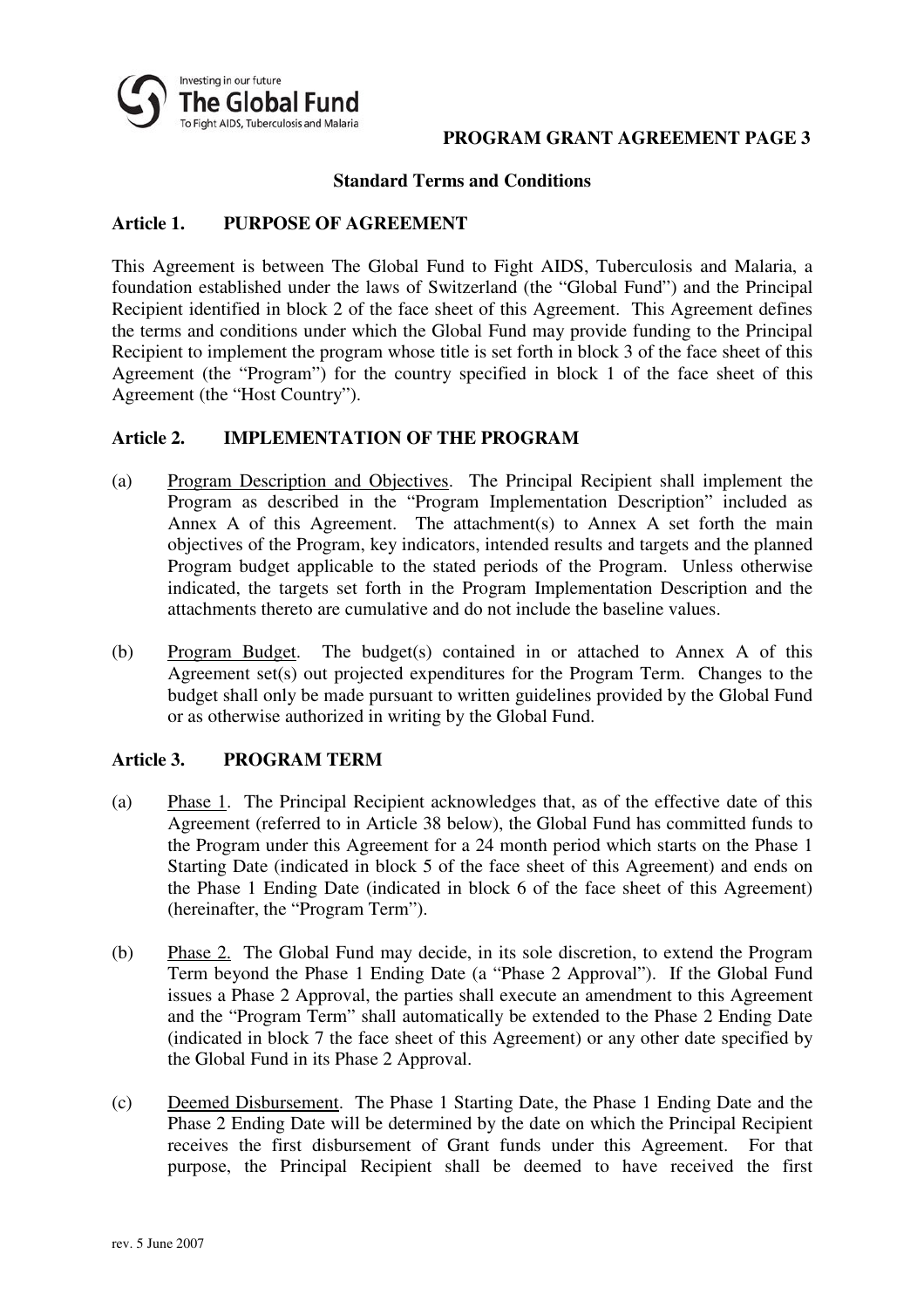**PROGRAM GRANT AGREEMENT PAGE 3**

## Standard Terms and Conditions

### Article 1. PURPOSE OF AGREEMENT

This Agreement is between The Global Fund to Fight AIDS, Tuberculosis and Malaria, a foundation established under the laws of Switzerland (the "Global Fund") and the Principal Recipient identified in block 2 of the face sheet of this Agreement. This Agreement defines the terms and conditions under which the Global Fund may provide funding to the Principal Recipient to implement the program whose title is set forth in block 3 of the face sheet of this Agreement (the "Program") for the country specified in block 1 of the face sheet of this Agreement (the "Host Country").

### Article 2. IMPLEMENTATION OF THE PROGRAM

(a) Program Description and Objectives. The Principal Recipient shall implement the Program as described in the "Program Implementation Description" included as Annex A of this Agreement. The attachment(s) to Annex A set forth the main objectives of the Program, key indicators, intended results and targets and the planned Program budget applicable to the stated periods of the Program. Unless otherwise indicated, the targets set forth in the Program Implementation Description and the attachments thereto are cumulative and do not include the baseline values.

(b) Program Budget. The budget(s) contained in or attached to Annex A of this Agreement set(s) out projected expenditures for the Program Term. Changes to the budget shall only be made pursuant to written guidelines provided by the Global Fund or as otherwise authorized in writing by the Global Fund.

### Article 3. PROGRAM TERM

(a) Phase 1. The Principal Recipient acknowledges that, as of the effective date of this Agreement (referred to in Article 38 below), the Global Fund has committed funds to the Program under this Agreement for a 24 month period which starts on the Phase 1 Starting Date (indicated in block 5 of the face sheet of this Agreement) and ends on the Phase 1 Ending Date (indicated in block 6 of the face sheet of this Agreement) (hereinafter, the "Program Term").

(b) Phase 2. The Global Fund may decide, in its sole discretion, to extend the Program Term beyond the Phase 1 Ending Date (a "Phase 2 Approval"). If the Global Fund issues a Phase 2 Approval, the parties shall execute an amendment to this Agreement and the "Program Term" shall automatically be extended to the Phase 2 Ending Date (indicated in block 7 the face sheet of this Agreement) or any other date specified by the Global Fund in its Phase 2 Approval.

(c) Deemed Disbursement. The Phase 1 Starting Date, the Phase 1 Ending Date and the Phase 2 Ending Date will be determined by the date on which the Principal Recipient receives the first disbursement of Grant funds under this Agreement. For that purpose, the Principal Recipient shall be deemed to have received the first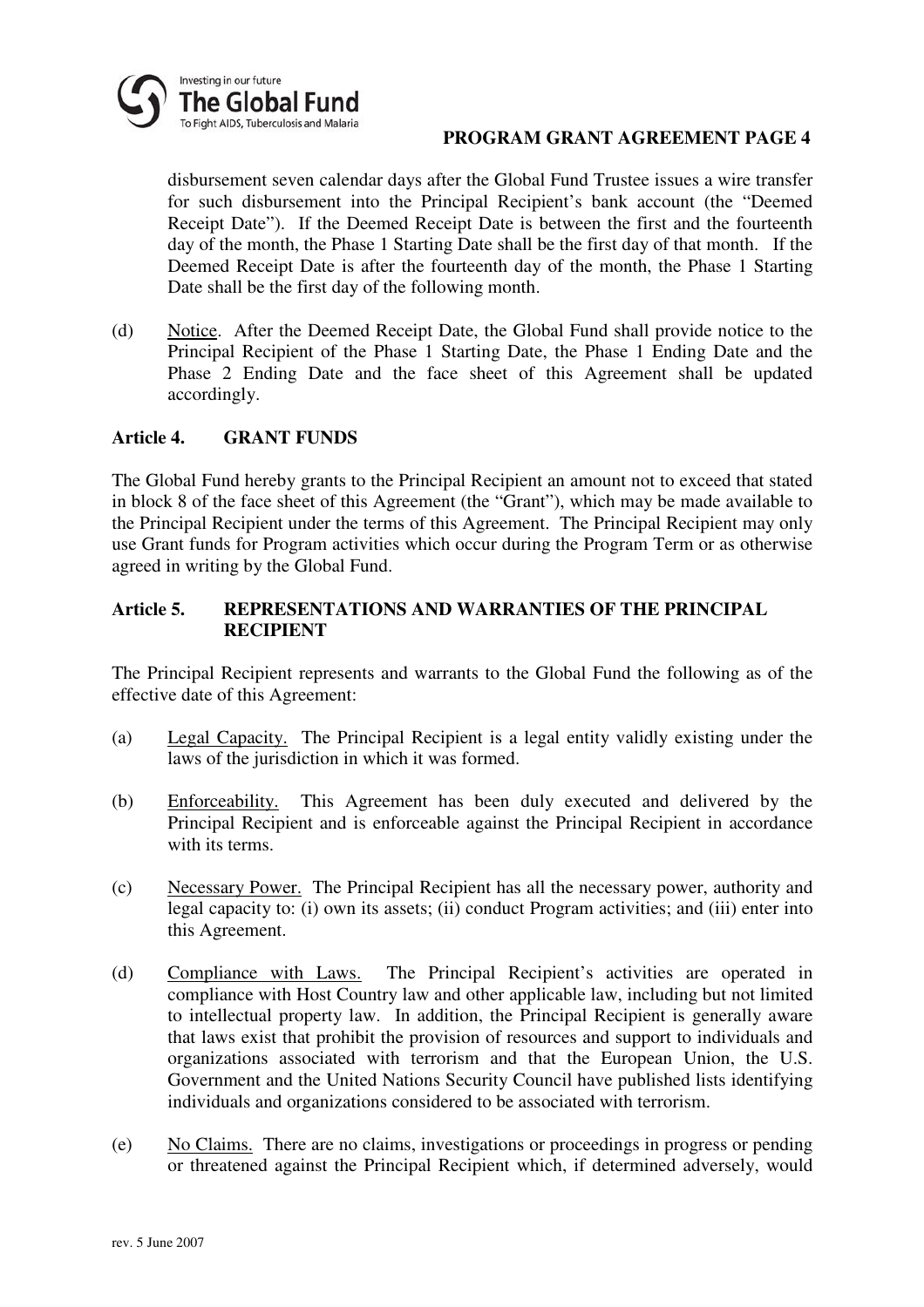disbursement seven calendar days after the Global Fund Trustee issues a wire transfer for such disbursement into the Principal Recipient's bank account (the "Deemed Receipt Date"). If the Deemed Receipt Date is between the first and the fourteenth day of the month, the Phase 1 Starting Date shall be the first day of that month. If the Deemed Receipt Date is after the fourteenth day of the month, the Phase 1 Starting Date shall be the first day of the following month.

(d) Notice. After the Deemed Receipt Date, the Global Fund shall provide notice to the Principal Recipient of the Phase 1 Starting Date, the Phase 1 Ending Date and the Phase 2 Ending Date and the face sheet of this Agreement shall be updated accordingly.

## Article 4. GRANT FUNDS

The Global Fund hereby grants to the Principal Recipient an amount not to exceed that stated in block 8 of the face sheet of this Agreement (the "Grant"), which may be made available to the Principal Recipient under the terms of this Agreement. The Principal Recipient may only use Grant funds for Program activities which occur during the Program Term or as otherwise agreed in writing by the Global Fund.

## Article 5. REPRESENTATIONS AND WARRANTIES OF THE PRINCIPAL RECIPIENT

The Principal Recipient represents and warrants to the Global Fund the following as of the effective date of this Agreement:

(a) Legal Capacity. The Principal Recipient is a legal entity validly existing under the laws of the jurisdiction in which it was formed.

(b) Enforceability. This Agreement has been duly executed and delivered by the Principal Recipient and is enforceable against the Principal Recipient in accordance with its terms.

(c) Necessary Power. The Principal Recipient has all the necessary power, authority and legal capacity to: (i) own its assets; (ii) conduct Program activities; and (iii) enter into this Agreement.

(d) Compliance with Laws. The Principal Recipient's activities are operated in compliance with Host Country law and other applicable law, including but not limited to intellectual property law. In addition, the Principal Recipient is generally aware that laws exist that prohibit the provision of resources and support to individuals and organizations associated with terrorism and that the European Union, the U.S. Government and the United Nations Security Council have published lists identifying individuals and organizations considered to be associated with terrorism.

(e) No Claims. There are no claims, investigations or proceedings in progress or pending or threatened against the Principal Recipient which, if determined adversely, would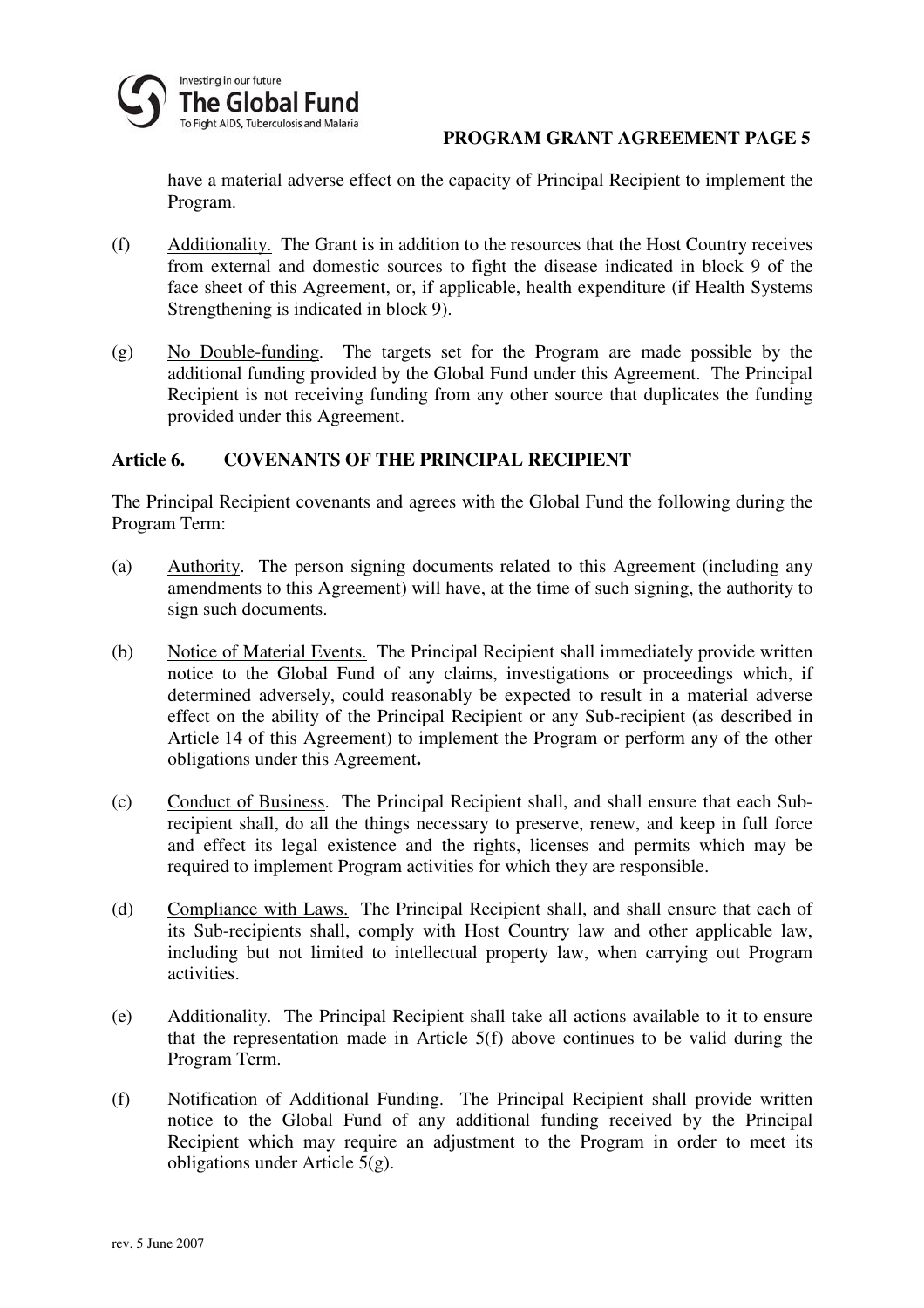have a material adverse effect on the capacity of Principal Recipient to implement the Program.

(f) Additionality. The Grant is in addition to the resources that the Host Country receives from external and domestic sources to fight the disease indicated in block 9 of the face sheet of this Agreement, or, if applicable, health expenditure (if Health Systems Strengthening is indicated in block 9).

(g) No Double-funding. The targets set for the Program are made possible by the additional funding provided by the Global Fund under this Agreement. The Principal Recipient is not receiving funding from any other source that duplicates the funding provided under this Agreement.

## Article 6. COVENANTS OF THE PRINCIPAL RECIPIENT

The Principal Recipient covenants and agrees with the Global Fund the following during the Program Term:

(a) Authority. The person signing documents related to this Agreement (including any amendments to this Agreement) will have, at the time of such signing, the authority to sign such documents.

(b) Notice of Material Events. The Principal Recipient shall immediately provide written notice to the Global Fund of any claims, investigations or proceedings which, if determined adversely, could reasonably be expected to result in a material adverse effect on the ability of the Principal Recipient or any Sub-recipient (as described in Article 14 of this Agreement) to implement the Program or perform any of the other obligations under this Agreement**.**

(c) Conduct of Business. The Principal Recipient shall, and shall ensure that each Sub-recipient shall, do all the things necessary to preserve, renew, and keep in full force and effect its legal existence and the rights, licenses and permits which may be required to implement Program activities for which they are responsible.

(d) Compliance with Laws. The Principal Recipient shall, and shall ensure that each of its Sub-recipients shall, comply with Host Country law and other applicable law, including but not limited to intellectual property law, when carrying out Program activities.

(e) Additionality. The Principal Recipient shall take all actions available to it to ensure that the representation made in Article 5(f) above continues to be valid during the Program Term.

(f) Notification of Additional Funding. The Principal Recipient shall provide written notice to the Global Fund of any additional funding received by the Principal Recipient which may require an adjustment to the Program in order to meet its obligations under Article 5(g).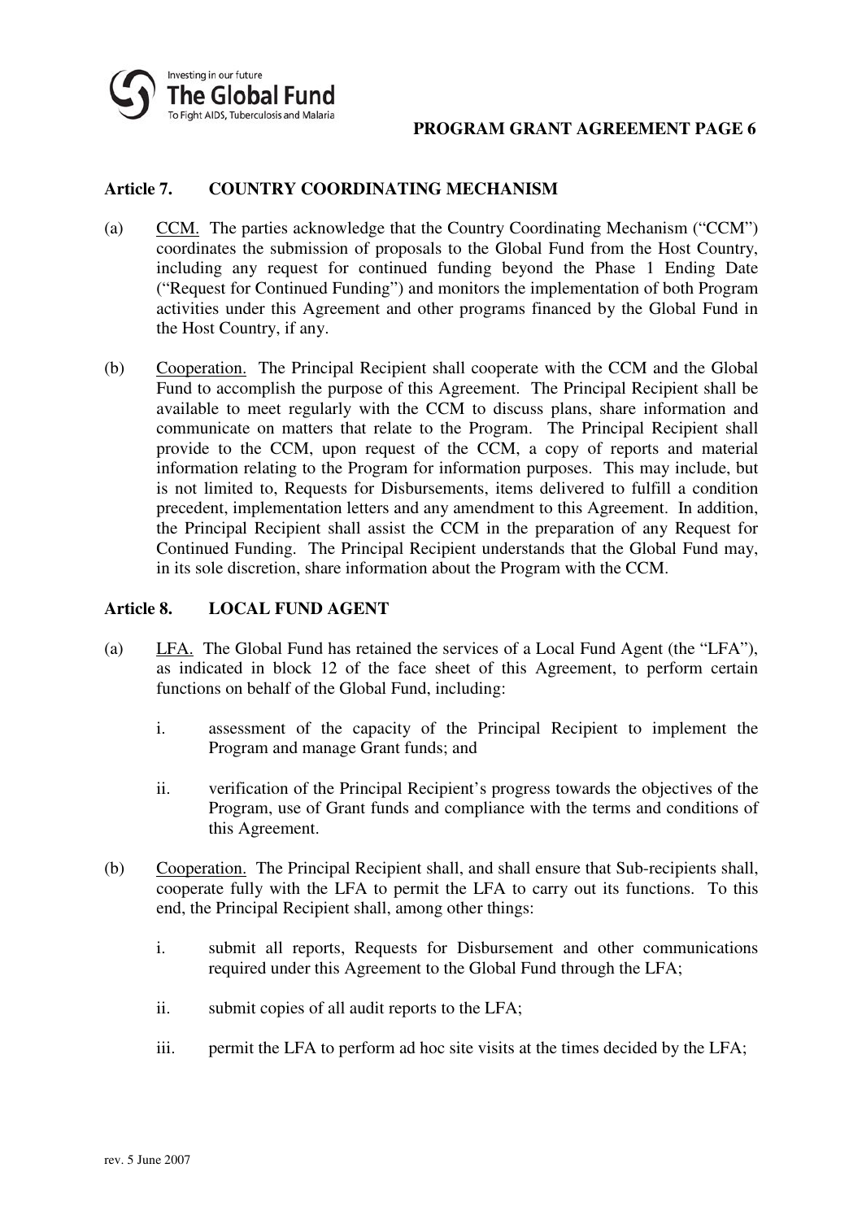## Article 7. COUNTRY COORDINATING MECHANISM

(a) CCM. The parties acknowledge that the Country Coordinating Mechanism ("CCM") coordinates the submission of proposals to the Global Fund from the Host Country, including any request for continued funding beyond the Phase 1 Ending Date ("Request for Continued Funding") and monitors the implementation of both Program activities under this Agreement and other programs financed by the Global Fund in the Host Country, if any.

(b) Cooperation. The Principal Recipient shall cooperate with the CCM and the Global Fund to accomplish the purpose of this Agreement. The Principal Recipient shall be available to meet regularly with the CCM to discuss plans, share information and communicate on matters that relate to the Program. The Principal Recipient shall provide to the CCM, upon request of the CCM, a copy of reports and material information relating to the Program for information purposes. This may include, but is not limited to, Requests for Disbursements, items delivered to fulfill a condition precedent, implementation letters and any amendment to this Agreement. In addition, the Principal Recipient shall assist the CCM in the preparation of any Request for Continued Funding. The Principal Recipient understands that the Global Fund may, in its sole discretion, share information about the Program with the CCM.

## Article 8. LOCAL FUND AGENT

(a) LFA. The Global Fund has retained the services of a Local Fund Agent (the "LFA"), as indicated in block 12 of the face sheet of this Agreement, to perform certain functions on behalf of the Global Fund, including:

i. assessment of the capacity of the Principal Recipient to implement the Program and manage Grant funds; and

ii. verification of the Principal Recipient's progress towards the objectives of the Program, use of Grant funds and compliance with the terms and conditions of this Agreement.

(b) Cooperation. The Principal Recipient shall, and shall ensure that Sub-recipients shall, cooperate fully with the LFA to permit the LFA to carry out its functions. To this end, the Principal Recipient shall, among other things:

i. submit all reports, Requests for Disbursement and other communications required under this Agreement to the Global Fund through the LFA;

ii. submit copies of all audit reports to the LFA;

iii. permit the LFA to perform ad hoc site visits at the times decided by the LFA;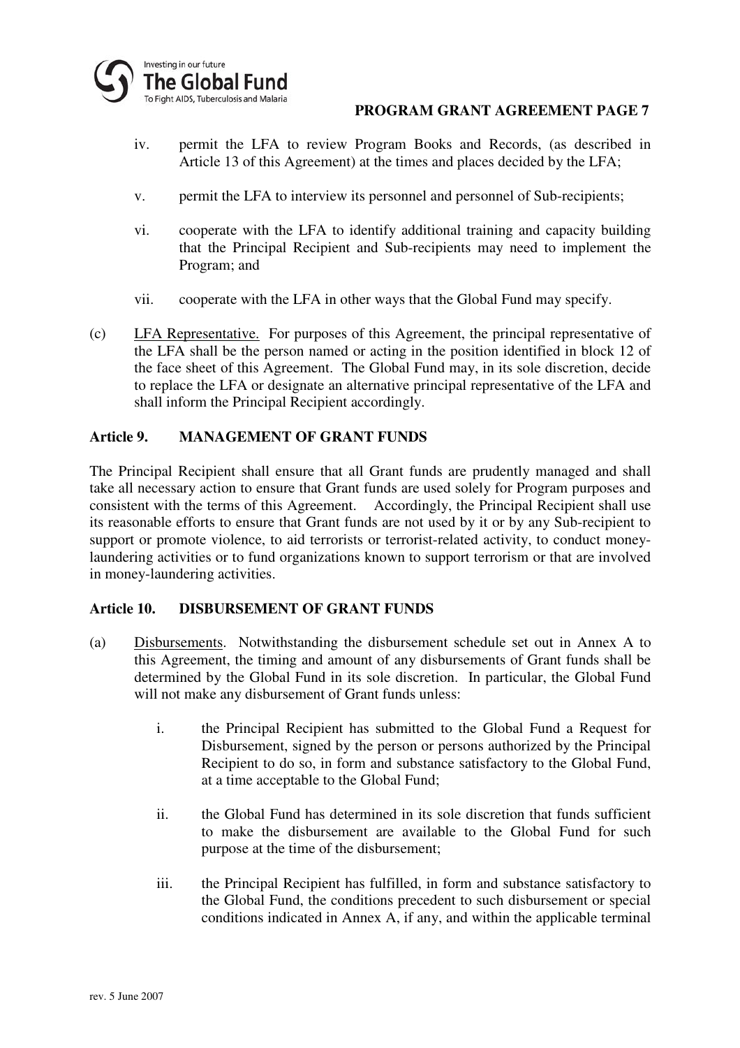iv. permit the LFA to review Program Books and Records, (as described in Article 13 of this Agreement) at the times and places decided by the LFA;

v. permit the LFA to interview its personnel and personnel of Sub-recipients;

vi. cooperate with the LFA to identify additional training and capacity building that the Principal Recipient and Sub-recipients may need to implement the Program; and

vii. cooperate with the LFA in other ways that the Global Fund may specify.

(c) LFA Representative. For purposes of this Agreement, the principal representative of the LFA shall be the person named or acting in the position identified in block 12 of the face sheet of this Agreement. The Global Fund may, in its sole discretion, decide to replace the LFA or designate an alternative principal representative of the LFA and shall inform the Principal Recipient accordingly.

### Article 9. MANAGEMENT OF GRANT FUNDS

The Principal Recipient shall ensure that all Grant funds are prudently managed and shall take all necessary action to ensure that Grant funds are used solely for Program purposes and consistent with the terms of this Agreement. Accordingly, the Principal Recipient shall use its reasonable efforts to ensure that Grant funds are not used by it or by any Sub-recipient to support or promote violence, to aid terrorists or terrorist-related activity, to conduct money-laundering activities or to fund organizations known to support terrorism or that are involved in money-laundering activities.

### Article 10. DISBURSEMENT OF GRANT FUNDS

(a) Disbursements. Notwithstanding the disbursement schedule set out in Annex A to this Agreement, the timing and amount of any disbursements of Grant funds shall be determined by the Global Fund in its sole discretion. In particular, the Global Fund will not make any disbursement of Grant funds unless:

i. the Principal Recipient has submitted to the Global Fund a Request for Disbursement, signed by the person or persons authorized by the Principal Recipient to do so, in form and substance satisfactory to the Global Fund, at a time acceptable to the Global Fund;

ii. the Global Fund has determined in its sole discretion that funds sufficient to make the disbursement are available to the Global Fund for such purpose at the time of the disbursement;

iii. the Principal Recipient has fulfilled, in form and substance satisfactory to the Global Fund, the conditions precedent to such disbursement or special conditions indicated in Annex A, if any, and within the applicable terminal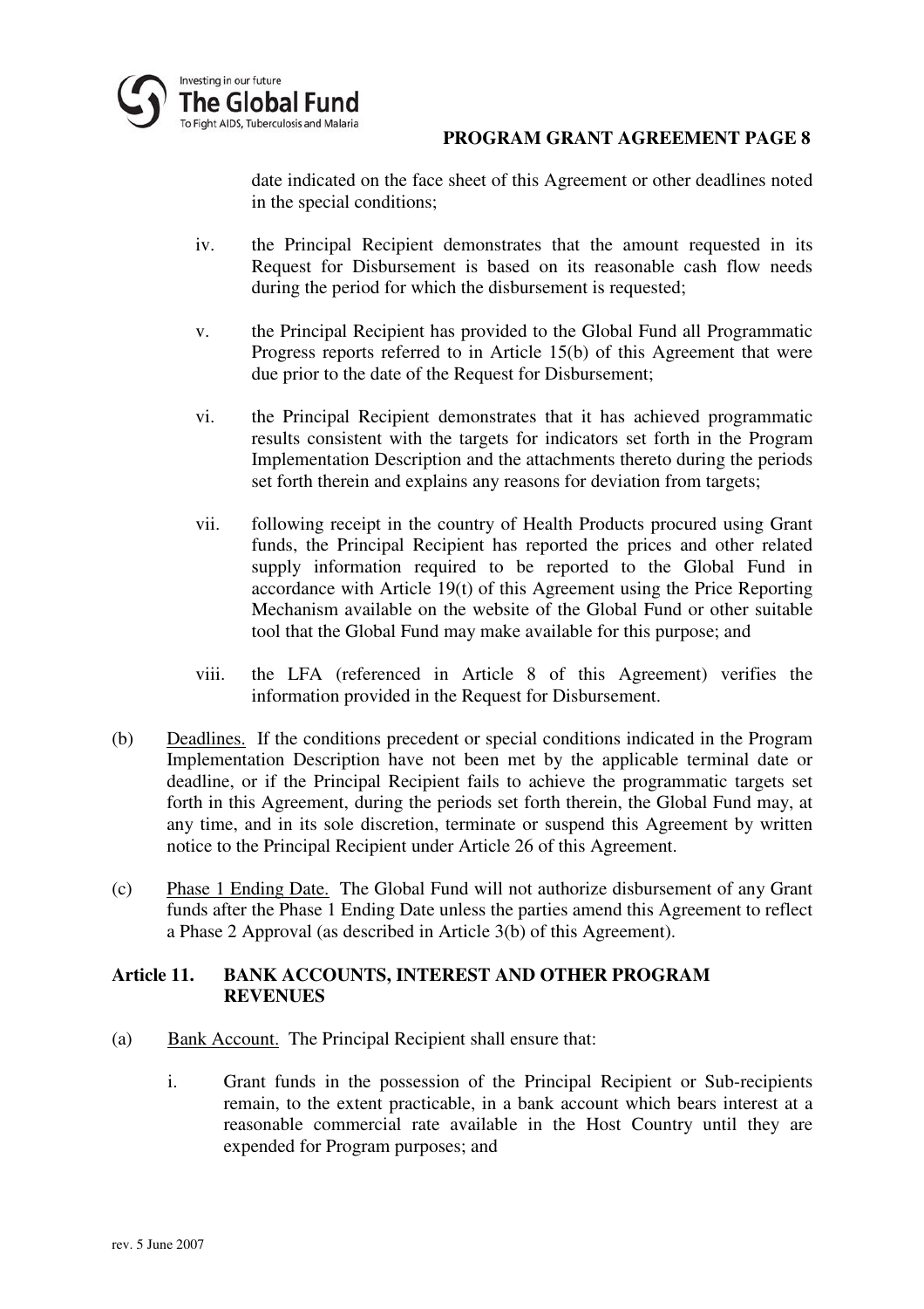date indicated on the face sheet of this Agreement or other deadlines noted in the special conditions;

iv. the Principal Recipient demonstrates that the amount requested in its Request for Disbursement is based on its reasonable cash flow needs during the period for which the disbursement is requested;

v. the Principal Recipient has provided to the Global Fund all Programmatic Progress reports referred to in Article 15(b) of this Agreement that were due prior to the date of the Request for Disbursement;

vi. the Principal Recipient demonstrates that it has achieved programmatic results consistent with the targets for indicators set forth in the Program Implementation Description and the attachments thereto during the periods set forth therein and explains any reasons for deviation from targets;

vii. following receipt in the country of Health Products procured using Grant funds, the Principal Recipient has reported the prices and other related supply information required to be reported to the Global Fund in accordance with Article 19(t) of this Agreement using the Price Reporting Mechanism available on the website of the Global Fund or other suitable tool that the Global Fund may make available for this purpose; and

viii. the LFA (referenced in Article 8 of this Agreement) verifies the information provided in the Request for Disbursement.

(b) Deadlines. If the conditions precedent or special conditions indicated in the Program Implementation Description have not been met by the applicable terminal date or deadline, or if the Principal Recipient fails to achieve the programmatic targets set forth in this Agreement, during the periods set forth therein, the Global Fund may, at any time, and in its sole discretion, terminate or suspend this Agreement by written notice to the Principal Recipient under Article 26 of this Agreement.

(c) Phase 1 Ending Date. The Global Fund will not authorize disbursement of any Grant funds after the Phase 1 Ending Date unless the parties amend this Agreement to reflect a Phase 2 Approval (as described in Article 3(b) of this Agreement).

## Article 11. BANK ACCOUNTS, INTEREST AND OTHER PROGRAM REVENUES

(a) Bank Account. The Principal Recipient shall ensure that:

i. Grant funds in the possession of the Principal Recipient or Sub-recipients remain, to the extent practicable, in a bank account which bears interest at a reasonable commercial rate available in the Host Country until they are expended for Program purposes; and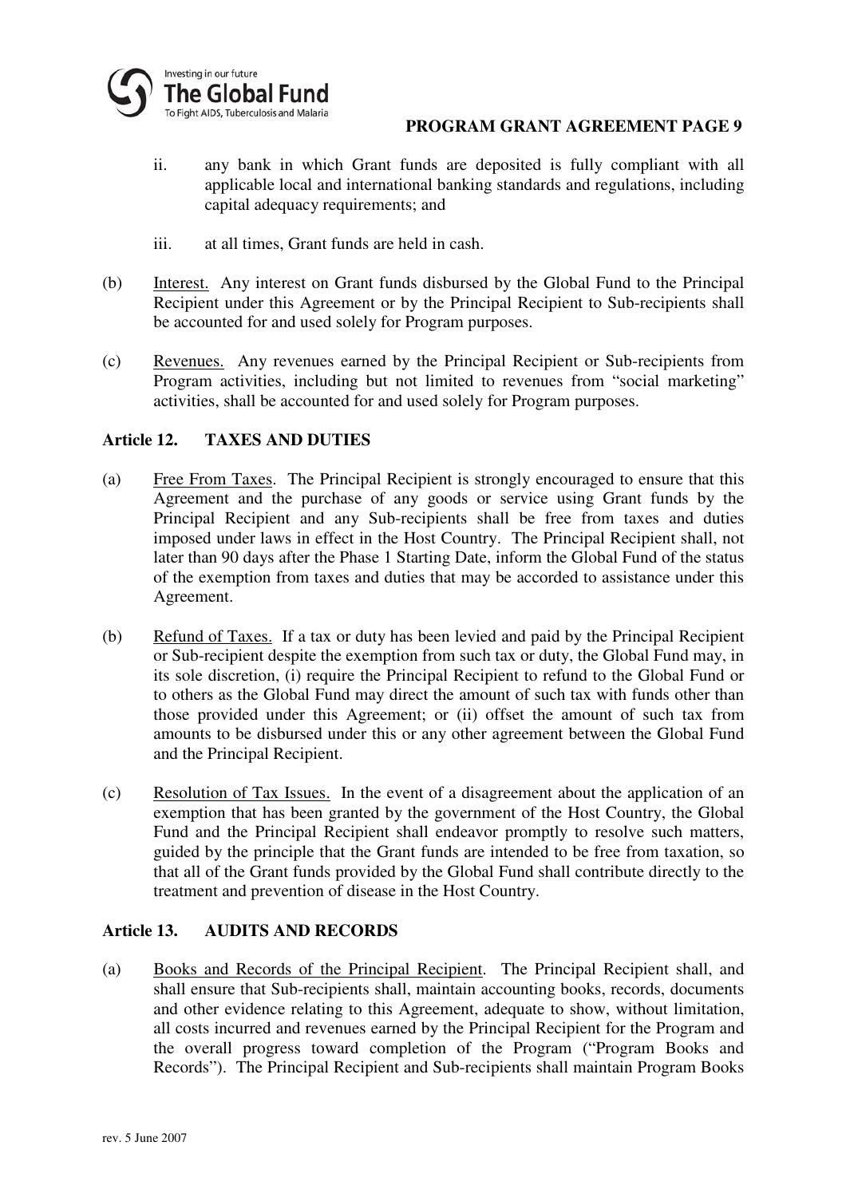ii. any bank in which Grant funds are deposited is fully compliant with all applicable local and international banking standards and regulations, including capital adequacy requirements; and

iii. at all times, Grant funds are held in cash.

(b) Interest. Any interest on Grant funds disbursed by the Global Fund to the Principal Recipient under this Agreement or by the Principal Recipient to Sub-recipients shall be accounted for and used solely for Program purposes.

(c) Revenues. Any revenues earned by the Principal Recipient or Sub-recipients from Program activities, including but not limited to revenues from "social marketing" activities, shall be accounted for and used solely for Program purposes.

## Article 12. TAXES AND DUTIES

(a) Free From Taxes. The Principal Recipient is strongly encouraged to ensure that this Agreement and the purchase of any goods or service using Grant funds by the Principal Recipient and any Sub-recipients shall be free from taxes and duties imposed under laws in effect in the Host Country. The Principal Recipient shall, not later than 90 days after the Phase 1 Starting Date, inform the Global Fund of the status of the exemption from taxes and duties that may be accorded to assistance under this Agreement.

(b) Refund of Taxes. If a tax or duty has been levied and paid by the Principal Recipient or Sub-recipient despite the exemption from such tax or duty, the Global Fund may, in its sole discretion, (i) require the Principal Recipient to refund to the Global Fund or to others as the Global Fund may direct the amount of such tax with funds other than those provided under this Agreement; or (ii) offset the amount of such tax from amounts to be disbursed under this or any other agreement between the Global Fund and the Principal Recipient.

(c) Resolution of Tax Issues. In the event of a disagreement about the application of an exemption that has been granted by the government of the Host Country, the Global Fund and the Principal Recipient shall endeavor promptly to resolve such matters, guided by the principle that the Grant funds are intended to be free from taxation, so that all of the Grant funds provided by the Global Fund shall contribute directly to the treatment and prevention of disease in the Host Country.

## Article 13. AUDITS AND RECORDS

(a) Books and Records of the Principal Recipient. The Principal Recipient shall, and shall ensure that Sub-recipients shall, maintain accounting books, records, documents and other evidence relating to this Agreement, adequate to show, without limitation, all costs incurred and revenues earned by the Principal Recipient for the Program and the overall progress toward completion of the Program ("Program Books and Records"). The Principal Recipient and Sub-recipients shall maintain Program Books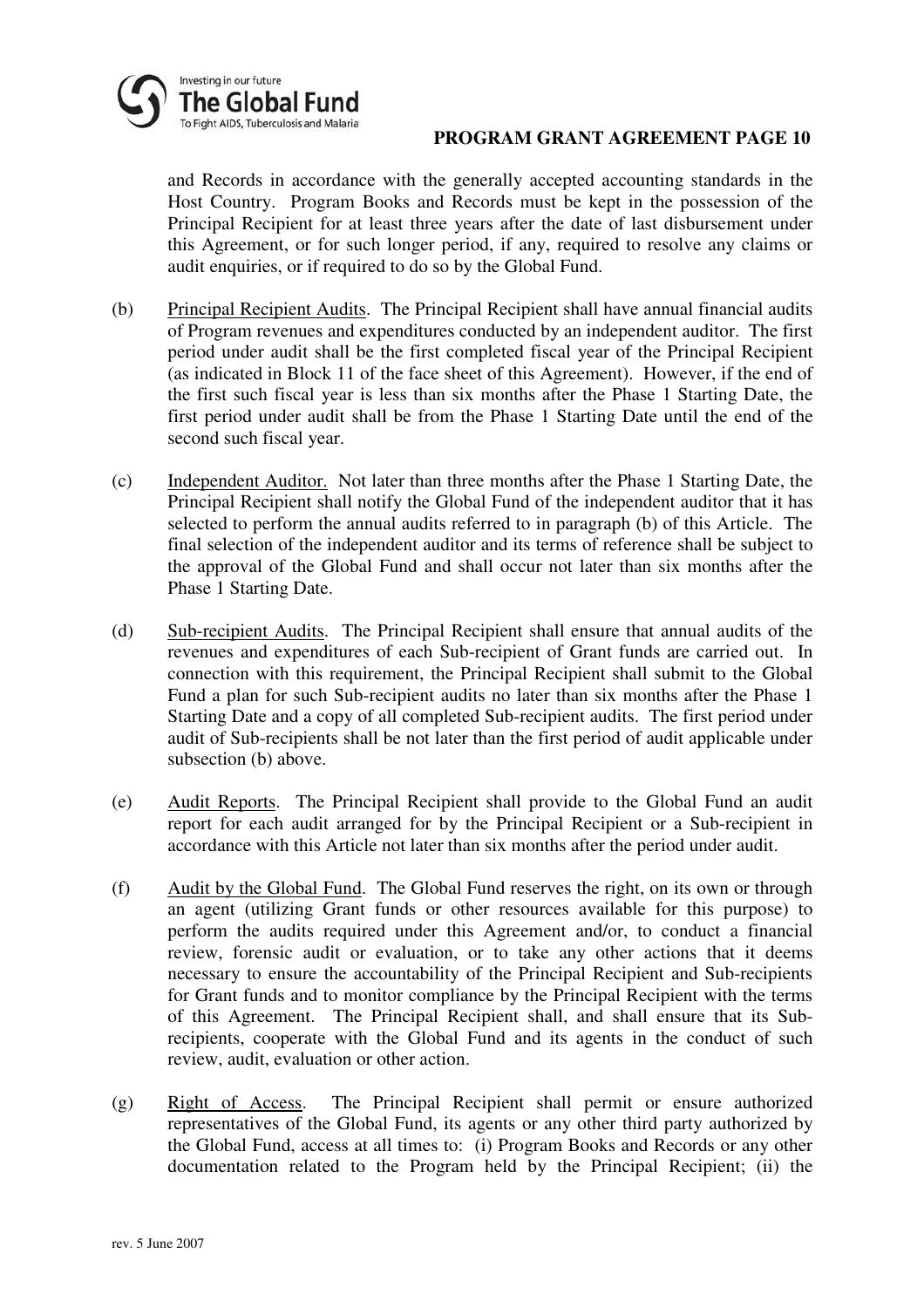and Records in accordance with the generally accepted accounting standards in the Host Country. Program Books and Records must be kept in the possession of the Principal Recipient for at least three years after the date of last disbursement under this Agreement, or for such longer period, if any, required to resolve any claims or audit enquiries, or if required to do so by the Global Fund.

(b) Principal Recipient Audits. The Principal Recipient shall have annual financial audits of Program revenues and expenditures conducted by an independent auditor. The first period under audit shall be the first completed fiscal year of the Principal Recipient (as indicated in Block 11 of the face sheet of this Agreement). However, if the end of the first such fiscal year is less than six months after the Phase 1 Starting Date, the first period under audit shall be from the Phase 1 Starting Date until the end of the second such fiscal year.

(c) Independent Auditor. Not later than three months after the Phase 1 Starting Date, the Principal Recipient shall notify the Global Fund of the independent auditor that it has selected to perform the annual audits referred to in paragraph (b) of this Article. The final selection of the independent auditor and its terms of reference shall be subject to the approval of the Global Fund and shall occur not later than six months after the Phase 1 Starting Date.

(d) Sub-recipient Audits. The Principal Recipient shall ensure that annual audits of the revenues and expenditures of each Sub-recipient of Grant funds are carried out. In connection with this requirement, the Principal Recipient shall submit to the Global Fund a plan for such Sub-recipient audits no later than six months after the Phase 1 Starting Date and a copy of all completed Sub-recipient audits. The first period under audit of Sub-recipients shall be not later than the first period of audit applicable under subsection (b) above.

(e) Audit Reports. The Principal Recipient shall provide to the Global Fund an audit report for each audit arranged for by the Principal Recipient or a Sub-recipient in accordance with this Article not later than six months after the period under audit.

(f) Audit by the Global Fund. The Global Fund reserves the right, on its own or through an agent (utilizing Grant funds or other resources available for this purpose) to perform the audits required under this Agreement and/or, to conduct a financial review, forensic audit or evaluation, or to take any other actions that it deems necessary to ensure the accountability of the Principal Recipient and Sub-recipients for Grant funds and to monitor compliance by the Principal Recipient with the terms of this Agreement. The Principal Recipient shall, and shall ensure that its Sub-recipients, cooperate with the Global Fund and its agents in the conduct of such review, audit, evaluation or other action.

(g) Right of Access. The Principal Recipient shall permit or ensure authorized representatives of the Global Fund, its agents or any other third party authorized by the Global Fund, access at all times to: (i) Program Books and Records or any other documentation related to the Program held by the Principal Recipient; (ii) the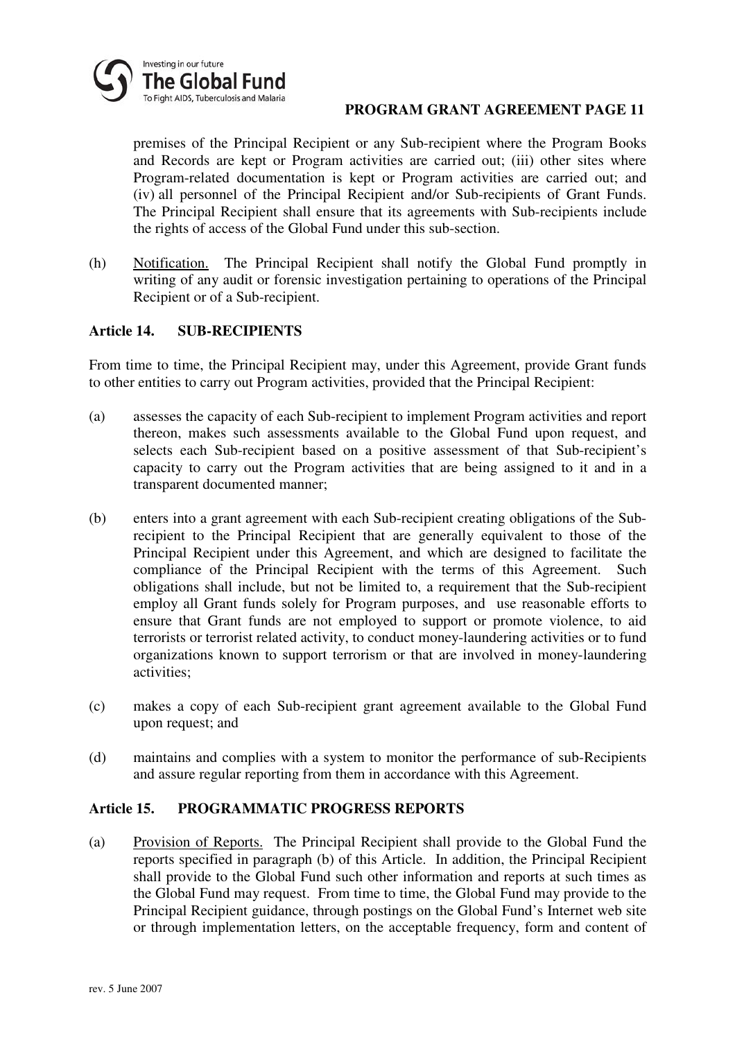premises of the Principal Recipient or any Sub-recipient where the Program Books and Records are kept or Program activities are carried out; (iii) other sites where Program-related documentation is kept or Program activities are carried out; and (iv) all personnel of the Principal Recipient and/or Sub-recipients of Grant Funds. The Principal Recipient shall ensure that its agreements with Sub-recipients include the rights of access of the Global Fund under this sub-section.

(h) Notification. The Principal Recipient shall notify the Global Fund promptly in writing of any audit or forensic investigation pertaining to operations of the Principal Recipient or of a Sub-recipient.

## Article 14. SUB-RECIPIENTS

From time to time, the Principal Recipient may, under this Agreement, provide Grant funds to other entities to carry out Program activities, provided that the Principal Recipient:

(a) assesses the capacity of each Sub-recipient to implement Program activities and report thereon, makes such assessments available to the Global Fund upon request, and selects each Sub-recipient based on a positive assessment of that Sub-recipient's capacity to carry out the Program activities that are being assigned to it and in a transparent documented manner;

(b) enters into a grant agreement with each Sub-recipient creating obligations of the Sub-recipient to the Principal Recipient that are generally equivalent to those of the Principal Recipient under this Agreement, and which are designed to facilitate the compliance of the Principal Recipient with the terms of this Agreement. Such obligations shall include, but not be limited to, a requirement that the Sub-recipient employ all Grant funds solely for Program purposes, and use reasonable efforts to ensure that Grant funds are not employed to support or promote violence, to aid terrorists or terrorist related activity, to conduct money-laundering activities or to fund organizations known to support terrorism or that are involved in money-laundering activities;

(c) makes a copy of each Sub-recipient grant agreement available to the Global Fund upon request; and

(d) maintains and complies with a system to monitor the performance of sub-Recipients and assure regular reporting from them in accordance with this Agreement.

## Article 15. PROGRAMMATIC PROGRESS REPORTS

(a) Provision of Reports. The Principal Recipient shall provide to the Global Fund the reports specified in paragraph (b) of this Article. In addition, the Principal Recipient shall provide to the Global Fund such other information and reports at such times as the Global Fund may request. From time to time, the Global Fund may provide to the Principal Recipient guidance, through postings on the Global Fund's Internet web site or through implementation letters, on the acceptable frequency, form and content of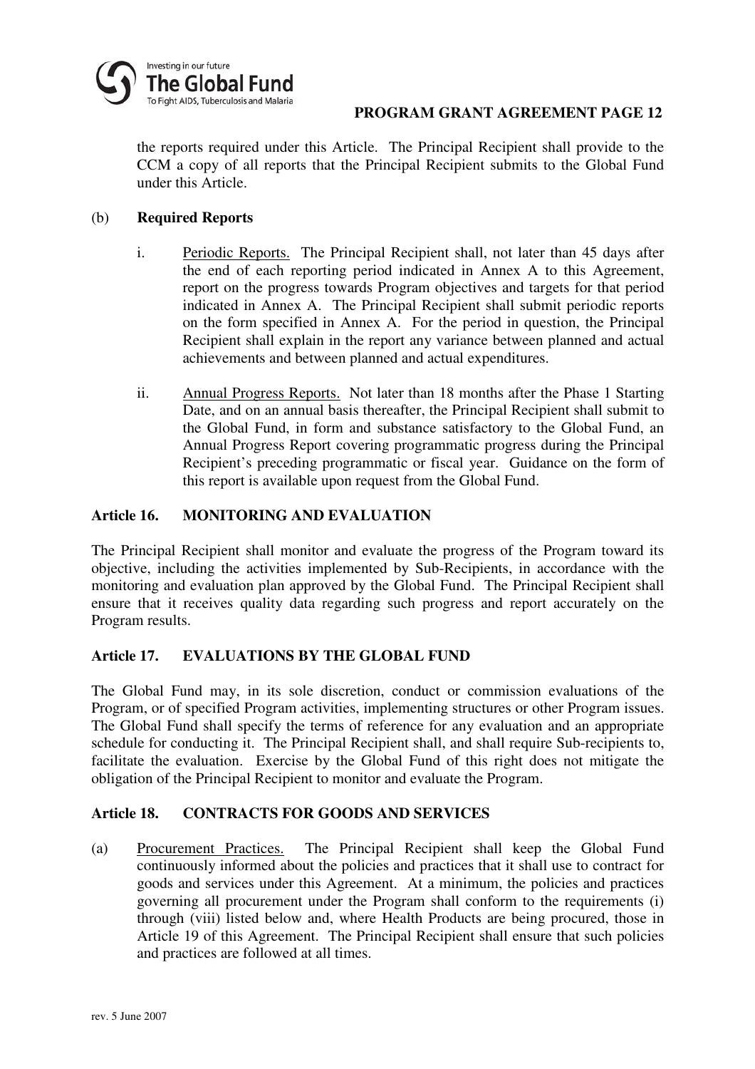the reports required under this Article. The Principal Recipient shall provide to the CCM a copy of all reports that the Principal Recipient submits to the Global Fund under this Article.

(b) **Required Reports**

i. Periodic Reports. The Principal Recipient shall, not later than 45 days after the end of each reporting period indicated in Annex A to this Agreement, report on the progress towards Program objectives and targets for that period indicated in Annex A. The Principal Recipient shall submit periodic reports on the form specified in Annex A. For the period in question, the Principal Recipient shall explain in the report any variance between planned and actual achievements and between planned and actual expenditures.

ii. Annual Progress Reports. Not later than 18 months after the Phase 1 Starting Date, and on an annual basis thereafter, the Principal Recipient shall submit to the Global Fund, in form and substance satisfactory to the Global Fund, an Annual Progress Report covering programmatic progress during the Principal Recipient's preceding programmatic or fiscal year. Guidance on the form of this report is available upon request from the Global Fund.

## Article 16. MONITORING AND EVALUATION

The Principal Recipient shall monitor and evaluate the progress of the Program toward its objective, including the activities implemented by Sub-Recipients, in accordance with the monitoring and evaluation plan approved by the Global Fund. The Principal Recipient shall ensure that it receives quality data regarding such progress and report accurately on the Program results.

## Article 17. EVALUATIONS BY THE GLOBAL FUND

The Global Fund may, in its sole discretion, conduct or commission evaluations of the Program, or of specified Program activities, implementing structures or other Program issues. The Global Fund shall specify the terms of reference for any evaluation and an appropriate schedule for conducting it. The Principal Recipient shall, and shall require Sub-recipients to, facilitate the evaluation. Exercise by the Global Fund of this right does not mitigate the obligation of the Principal Recipient to monitor and evaluate the Program.

## Article 18. CONTRACTS FOR GOODS AND SERVICES

(a) Procurement Practices. The Principal Recipient shall keep the Global Fund continuously informed about the policies and practices that it shall use to contract for goods and services under this Agreement. At a minimum, the policies and practices governing all procurement under the Program shall conform to the requirements (i) through (viii) listed below and, where Health Products are being procured, those in Article 19 of this Agreement. The Principal Recipient shall ensure that such policies and practices are followed at all times.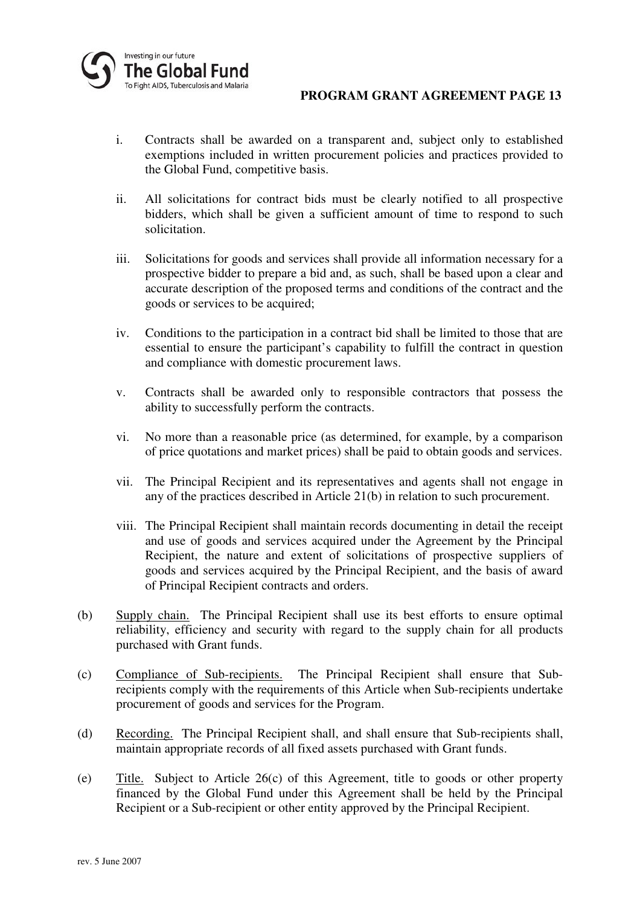i. Contracts shall be awarded on a transparent and, subject only to established exemptions included in written procurement policies and practices provided to the Global Fund, competitive basis.

ii. All solicitations for contract bids must be clearly notified to all prospective bidders, which shall be given a sufficient amount of time to respond to such solicitation.

iii. Solicitations for goods and services shall provide all information necessary for a prospective bidder to prepare a bid and, as such, shall be based upon a clear and accurate description of the proposed terms and conditions of the contract and the goods or services to be acquired;

iv. Conditions to the participation in a contract bid shall be limited to those that are essential to ensure the participant's capability to fulfill the contract in question and compliance with domestic procurement laws.

v. Contracts shall be awarded only to responsible contractors that possess the ability to successfully perform the contracts.

vi. No more than a reasonable price (as determined, for example, by a comparison of price quotations and market prices) shall be paid to obtain goods and services.

vii. The Principal Recipient and its representatives and agents shall not engage in any of the practices described in Article 21(b) in relation to such procurement.

viii. The Principal Recipient shall maintain records documenting in detail the receipt and use of goods and services acquired under the Agreement by the Principal Recipient, the nature and extent of solicitations of prospective suppliers of goods and services acquired by the Principal Recipient, and the basis of award of Principal Recipient contracts and orders.

(b) Supply chain. The Principal Recipient shall use its best efforts to ensure optimal reliability, efficiency and security with regard to the supply chain for all products purchased with Grant funds.

(c) Compliance of Sub-recipients. The Principal Recipient shall ensure that Sub-recipients comply with the requirements of this Article when Sub-recipients undertake procurement of goods and services for the Program.

(d) Recording. The Principal Recipient shall, and shall ensure that Sub-recipients shall, maintain appropriate records of all fixed assets purchased with Grant funds.

(e) Title. Subject to Article 26(c) of this Agreement, title to goods or other property financed by the Global Fund under this Agreement shall be held by the Principal Recipient or a Sub-recipient or other entity approved by the Principal Recipient.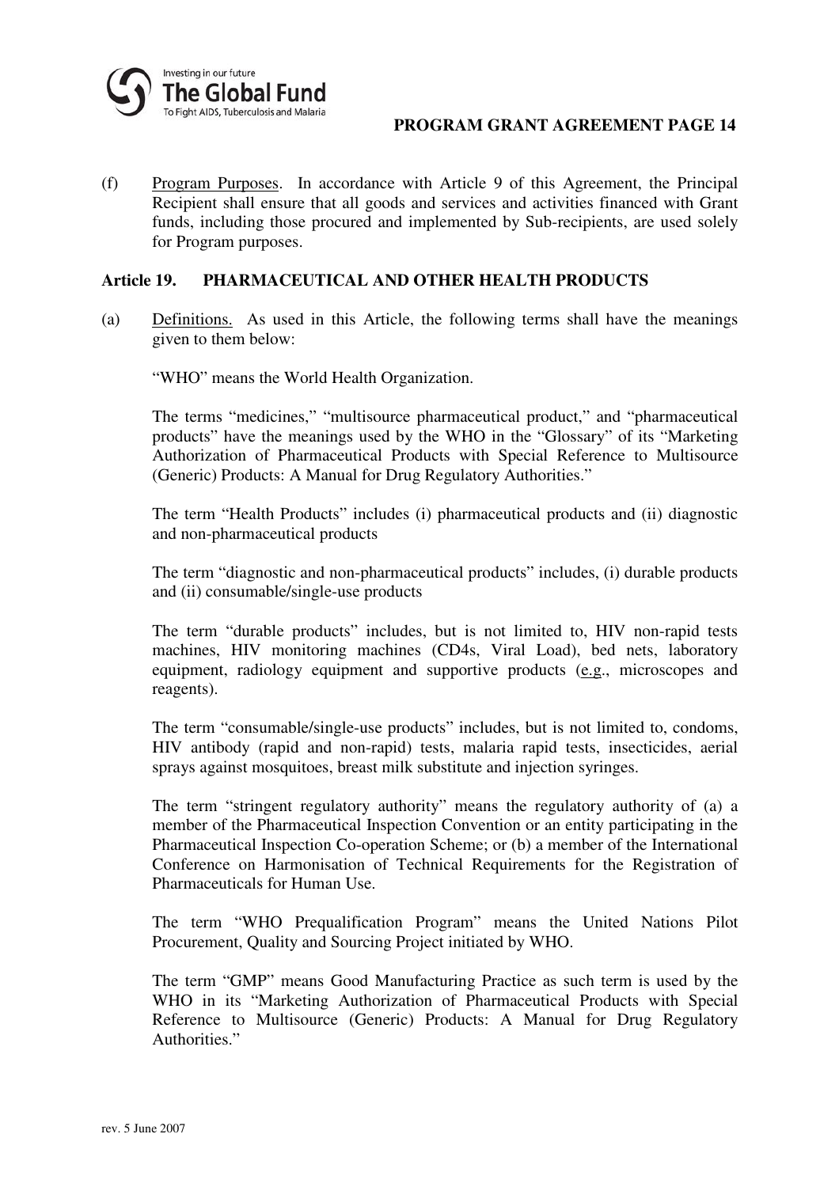(f) Program Purposes. In accordance with Article 9 of this Agreement, the Principal Recipient shall ensure that all goods and services and activities financed with Grant funds, including those procured and implemented by Sub-recipients, are used solely for Program purposes.

## Article 19. PHARMACEUTICAL AND OTHER HEALTH PRODUCTS

(a) Definitions. As used in this Article, the following terms shall have the meanings given to them below:

"WHO" means the World Health Organization.

The terms "medicines," "multisource pharmaceutical product," and "pharmaceutical products" have the meanings used by the WHO in the "Glossary" of its "Marketing Authorization of Pharmaceutical Products with Special Reference to Multisource (Generic) Products: A Manual for Drug Regulatory Authorities."

The term "Health Products" includes (i) pharmaceutical products and (ii) diagnostic and non-pharmaceutical products

The term "diagnostic and non-pharmaceutical products" includes, (i) durable products and (ii) consumable/single-use products

The term "durable products" includes, but is not limited to, HIV non-rapid tests machines, HIV monitoring machines (CD4s, Viral Load), bed nets, laboratory equipment, radiology equipment and supportive products (e.g., microscopes and reagents).

The term "consumable/single-use products" includes, but is not limited to, condoms, HIV antibody (rapid and non-rapid) tests, malaria rapid tests, insecticides, aerial sprays against mosquitoes, breast milk substitute and injection syringes.

The term "stringent regulatory authority" means the regulatory authority of (a) a member of the Pharmaceutical Inspection Convention or an entity participating in the Pharmaceutical Inspection Co-operation Scheme; or (b) a member of the International Conference on Harmonisation of Technical Requirements for the Registration of Pharmaceuticals for Human Use.

The term "WHO Prequalification Program" means the United Nations Pilot Procurement, Quality and Sourcing Project initiated by WHO.

The term "GMP" means Good Manufacturing Practice as such term is used by the WHO in its "Marketing Authorization of Pharmaceutical Products with Special Reference to Multisource (Generic) Products: A Manual for Drug Regulatory Authorities."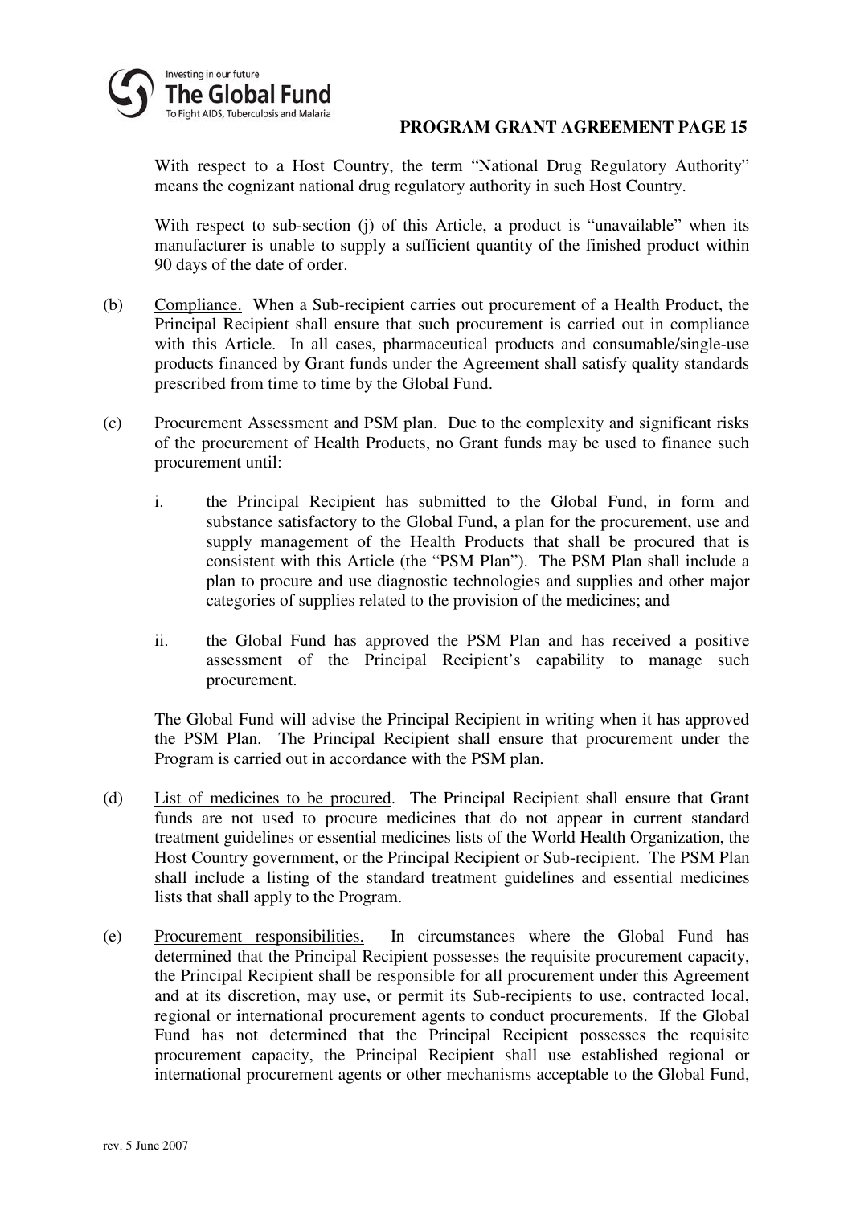With respect to a Host Country, the term "National Drug Regulatory Authority" means the cognizant national drug regulatory authority in such Host Country.

With respect to sub-section (j) of this Article, a product is "unavailable" when its manufacturer is unable to supply a sufficient quantity of the finished product within 90 days of the date of order.

(b) Compliance. When a Sub-recipient carries out procurement of a Health Product, the Principal Recipient shall ensure that such procurement is carried out in compliance with this Article. In all cases, pharmaceutical products and consumable/single-use products financed by Grant funds under the Agreement shall satisfy quality standards prescribed from time to time by the Global Fund.

(c) Procurement Assessment and PSM plan. Due to the complexity and significant risks of the procurement of Health Products, no Grant funds may be used to finance such procurement until:

i. the Principal Recipient has submitted to the Global Fund, in form and substance satisfactory to the Global Fund, a plan for the procurement, use and supply management of the Health Products that shall be procured that is consistent with this Article (the "PSM Plan"). The PSM Plan shall include a plan to procure and use diagnostic technologies and supplies and other major categories of supplies related to the provision of the medicines; and

ii. the Global Fund has approved the PSM Plan and has received a positive assessment of the Principal Recipient's capability to manage such procurement.

The Global Fund will advise the Principal Recipient in writing when it has approved the PSM Plan. The Principal Recipient shall ensure that procurement under the Program is carried out in accordance with the PSM plan.

(d) List of medicines to be procured. The Principal Recipient shall ensure that Grant funds are not used to procure medicines that do not appear in current standard treatment guidelines or essential medicines lists of the World Health Organization, the Host Country government, or the Principal Recipient or Sub-recipient. The PSM Plan shall include a listing of the standard treatment guidelines and essential medicines lists that shall apply to the Program.

(e) Procurement responsibilities. In circumstances where the Global Fund has determined that the Principal Recipient possesses the requisite procurement capacity, the Principal Recipient shall be responsible for all procurement under this Agreement and at its discretion, may use, or permit its Sub-recipients to use, contracted local, regional or international procurement agents to conduct procurements. If the Global Fund has not determined that the Principal Recipient possesses the requisite procurement capacity, the Principal Recipient shall use established regional or international procurement agents or other mechanisms acceptable to the Global Fund,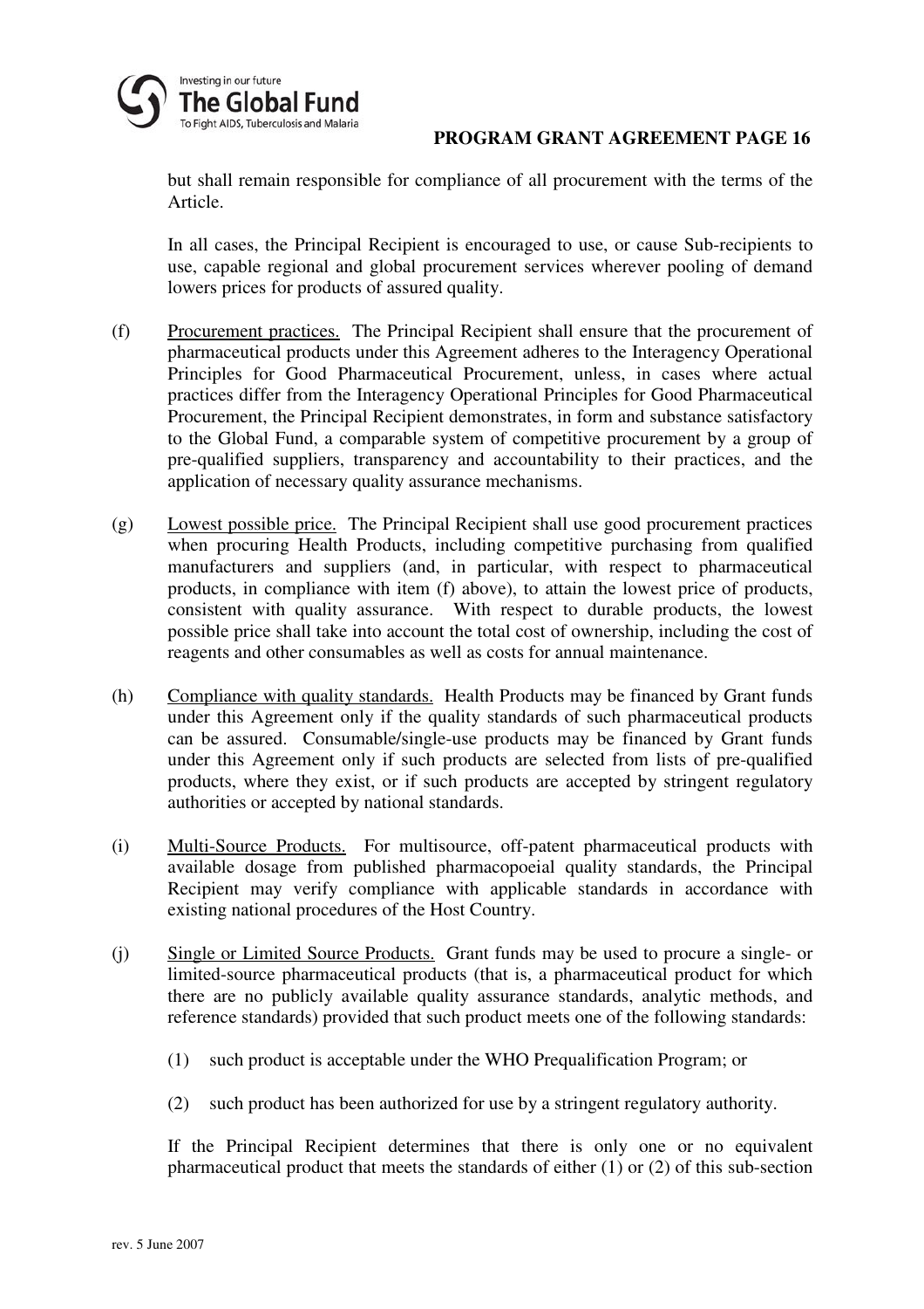but shall remain responsible for compliance of all procurement with the terms of the Article.

In all cases, the Principal Recipient is encouraged to use, or cause Sub-recipients to use, capable regional and global procurement services wherever pooling of demand lowers prices for products of assured quality.

(f) Procurement practices. The Principal Recipient shall ensure that the procurement of pharmaceutical products under this Agreement adheres to the Interagency Operational Principles for Good Pharmaceutical Procurement, unless, in cases where actual practices differ from the Interagency Operational Principles for Good Pharmaceutical Procurement, the Principal Recipient demonstrates, in form and substance satisfactory to the Global Fund, a comparable system of competitive procurement by a group of pre-qualified suppliers, transparency and accountability to their practices, and the application of necessary quality assurance mechanisms.

(g) Lowest possible price. The Principal Recipient shall use good procurement practices when procuring Health Products, including competitive purchasing from qualified manufacturers and suppliers (and, in particular, with respect to pharmaceutical products, in compliance with item (f) above), to attain the lowest price of products, consistent with quality assurance. With respect to durable products, the lowest possible price shall take into account the total cost of ownership, including the cost of reagents and other consumables as well as costs for annual maintenance.

(h) Compliance with quality standards. Health Products may be financed by Grant funds under this Agreement only if the quality standards of such pharmaceutical products can be assured. Consumable/single-use products may be financed by Grant funds under this Agreement only if such products are selected from lists of pre-qualified products, where they exist, or if such products are accepted by stringent regulatory authorities or accepted by national standards.

(i) Multi-Source Products. For multisource, off-patent pharmaceutical products with available dosage from published pharmacopoeial quality standards, the Principal Recipient may verify compliance with applicable standards in accordance with existing national procedures of the Host Country.

(j) Single or Limited Source Products. Grant funds may be used to procure a single- or limited-source pharmaceutical products (that is, a pharmaceutical product for which there are no publicly available quality assurance standards, analytic methods, and reference standards) provided that such product meets one of the following standards:

(1) such product is acceptable under the WHO Prequalification Program; or

(2) such product has been authorized for use by a stringent regulatory authority.

If the Principal Recipient determines that there is only one or no equivalent pharmaceutical product that meets the standards of either (1) or (2) of this sub-section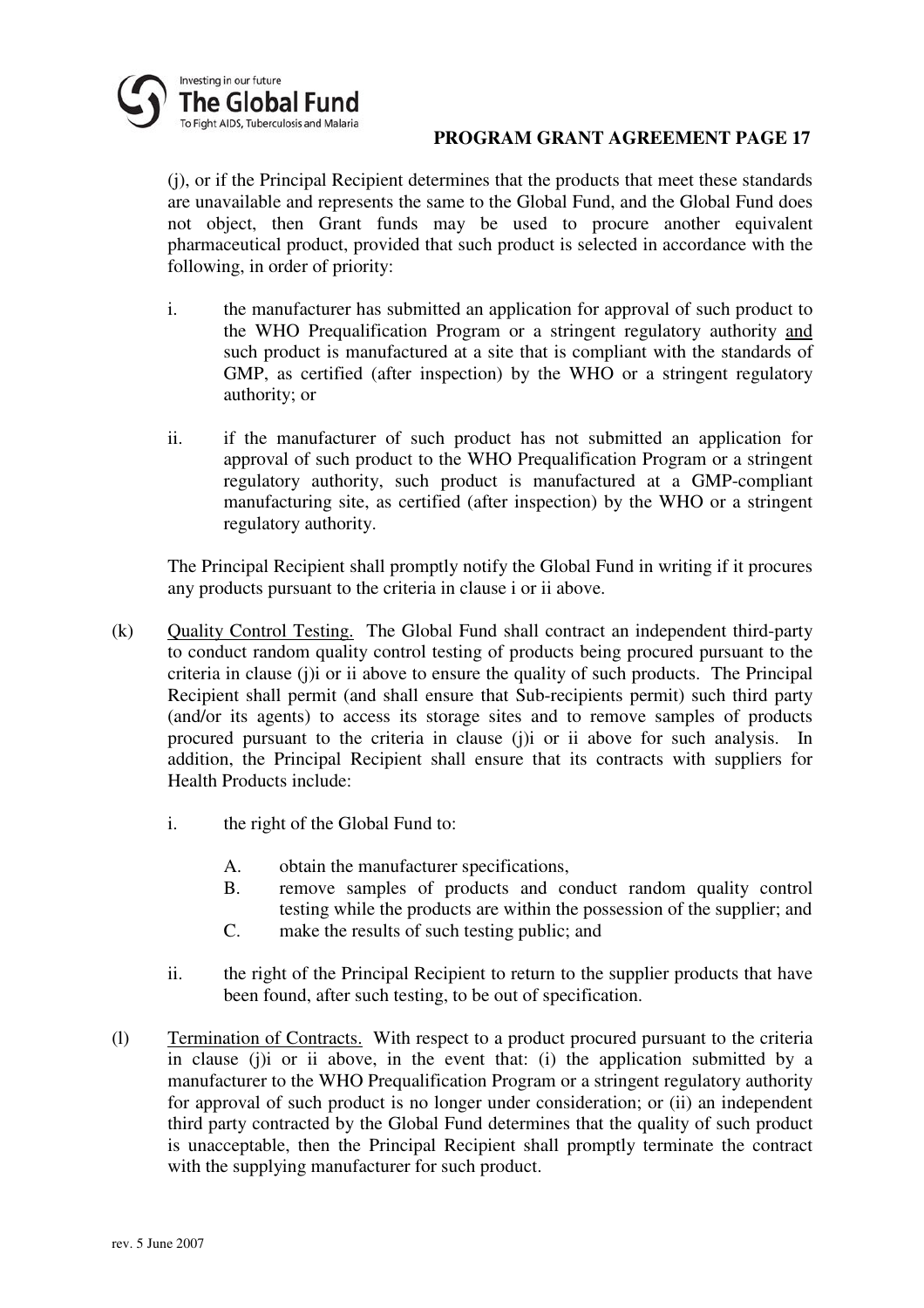(j), or if the Principal Recipient determines that the products that meet these standards are unavailable and represents the same to the Global Fund, and the Global Fund does not object, then Grant funds may be used to procure another equivalent pharmaceutical product, provided that such product is selected in accordance with the following, in order of priority:

i. the manufacturer has submitted an application for approval of such product to the WHO Prequalification Program or a stringent regulatory authority <u>and</u> such product is manufactured at a site that is compliant with the standards of GMP, as certified (after inspection) by the WHO or a stringent regulatory authority; or

ii. if the manufacturer of such product has not submitted an application for approval of such product to the WHO Prequalification Program or a stringent regulatory authority, such product is manufactured at a GMP-compliant manufacturing site, as certified (after inspection) by the WHO or a stringent regulatory authority.

The Principal Recipient shall promptly notify the Global Fund in writing if it procures any products pursuant to the criteria in clause i or ii above.

(k) <u>Quality Control Testing.</u> The Global Fund shall contract an independent third-party to conduct random quality control testing of products being procured pursuant to the criteria in clause (j)i or ii above to ensure the quality of such products. The Principal Recipient shall permit (and shall ensure that Sub-recipients permit) such third party (and/or its agents) to access its storage sites and to remove samples of products procured pursuant to the criteria in clause (j)i or ii above for such analysis. In addition, the Principal Recipient shall ensure that its contracts with suppliers for Health Products include:

i. the right of the Global Fund to:

   A. obtain the manufacturer specifications,
   
   B. remove samples of products and conduct random quality control testing while the products are within the possession of the supplier; and
   
   C. make the results of such testing public; and

ii. the right of the Principal Recipient to return to the supplier products that have been found, after such testing, to be out of specification.

(l) <u>Termination of Contracts.</u> With respect to a product procured pursuant to the criteria in clause (j)i or ii above, in the event that: (i) the application submitted by a manufacturer to the WHO Prequalification Program or a stringent regulatory authority for approval of such product is no longer under consideration; or (ii) an independent third party contracted by the Global Fund determines that the quality of such product is unacceptable, then the Principal Recipient shall promptly terminate the contract with the supplying manufacturer for such product.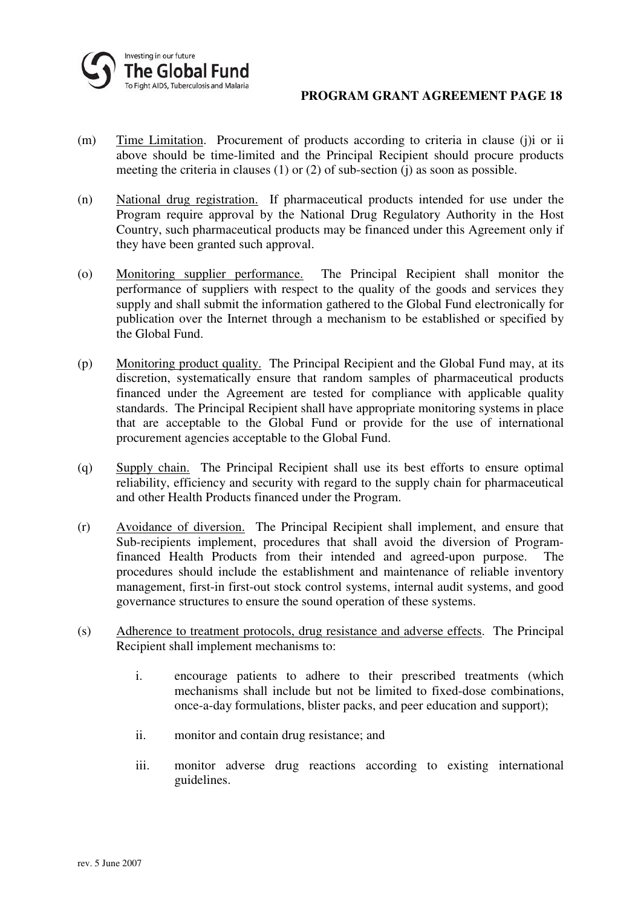(m) Time Limitation. Procurement of products according to criteria in clause (j)i or ii above should be time-limited and the Principal Recipient should procure products meeting the criteria in clauses (1) or (2) of sub-section (j) as soon as possible.

(n) National drug registration. If pharmaceutical products intended for use under the Program require approval by the National Drug Regulatory Authority in the Host Country, such pharmaceutical products may be financed under this Agreement only if they have been granted such approval.

(o) Monitoring supplier performance. The Principal Recipient shall monitor the performance of suppliers with respect to the quality of the goods and services they supply and shall submit the information gathered to the Global Fund electronically for publication over the Internet through a mechanism to be established or specified by the Global Fund.

(p) Monitoring product quality. The Principal Recipient and the Global Fund may, at its discretion, systematically ensure that random samples of pharmaceutical products financed under the Agreement are tested for compliance with applicable quality standards. The Principal Recipient shall have appropriate monitoring systems in place that are acceptable to the Global Fund or provide for the use of international procurement agencies acceptable to the Global Fund.

(q) Supply chain. The Principal Recipient shall use its best efforts to ensure optimal reliability, efficiency and security with regard to the supply chain for pharmaceutical and other Health Products financed under the Program.

(r) Avoidance of diversion. The Principal Recipient shall implement, and ensure that Sub-recipients implement, procedures that shall avoid the diversion of Program-financed Health Products from their intended and agreed-upon purpose. The procedures should include the establishment and maintenance of reliable inventory management, first-in first-out stock control systems, internal audit systems, and good governance structures to ensure the sound operation of these systems.

(s) Adherence to treatment protocols, drug resistance and adverse effects. The Principal Recipient shall implement mechanisms to:

   i. encourage patients to adhere to their prescribed treatments (which mechanisms shall include but not be limited to fixed-dose combinations, once-a-day formulations, blister packs, and peer education and support);

   ii. monitor and contain drug resistance; and

   iii. monitor adverse drug reactions according to existing international guidelines.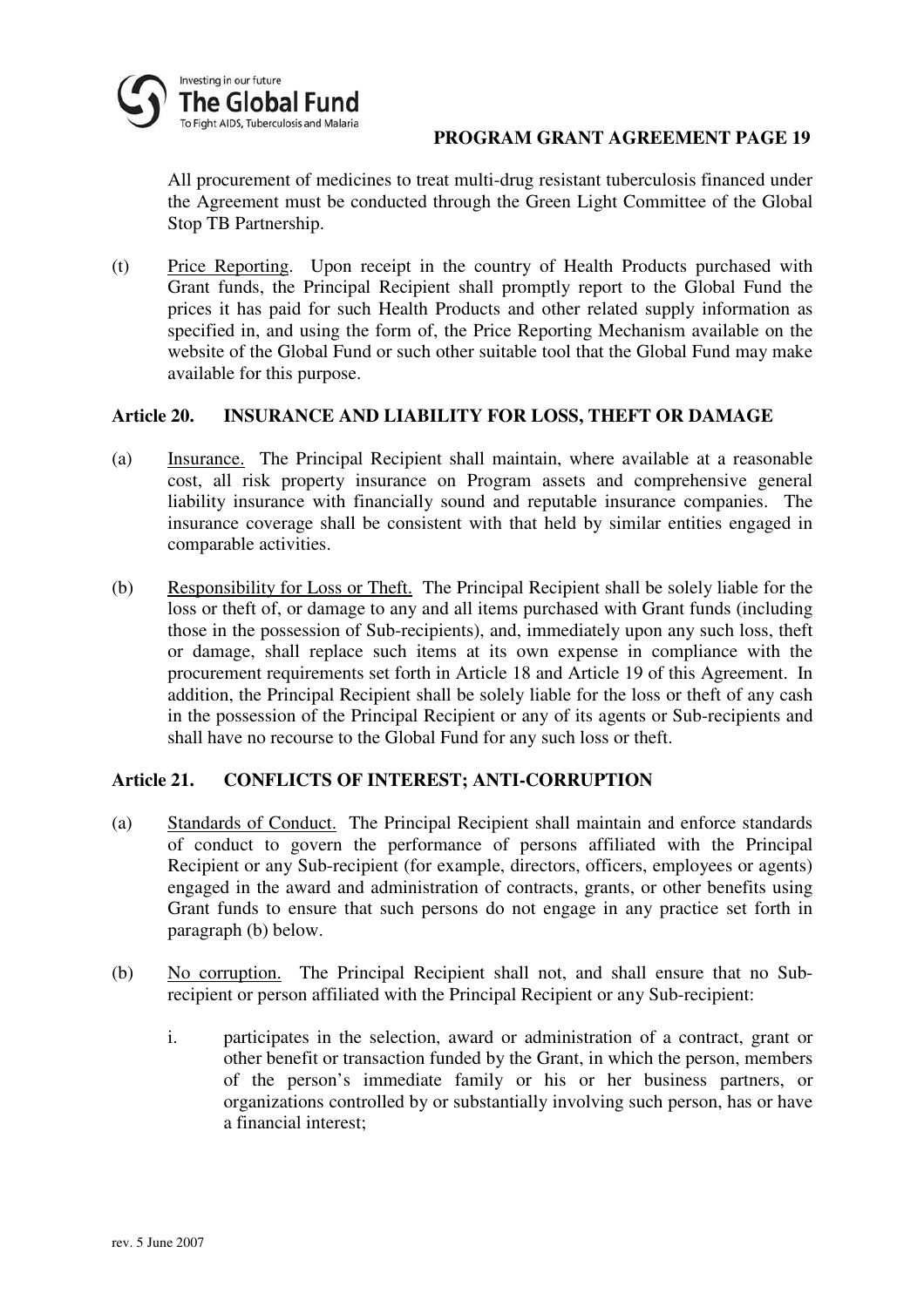All procurement of medicines to treat multi-drug resistant tuberculosis financed under the Agreement must be conducted through the Green Light Committee of the Global Stop TB Partnership.

(t) Price Reporting. Upon receipt in the country of Health Products purchased with Grant funds, the Principal Recipient shall promptly report to the Global Fund the prices it has paid for such Health Products and other related supply information as specified in, and using the form of, the Price Reporting Mechanism available on the website of the Global Fund or such other suitable tool that the Global Fund may make available for this purpose.

## Article 20. INSURANCE AND LIABILITY FOR LOSS, THEFT OR DAMAGE

(a) Insurance. The Principal Recipient shall maintain, where available at a reasonable cost, all risk property insurance on Program assets and comprehensive general liability insurance with financially sound and reputable insurance companies. The insurance coverage shall be consistent with that held by similar entities engaged in comparable activities.

(b) Responsibility for Loss or Theft. The Principal Recipient shall be solely liable for the loss or theft of, or damage to any and all items purchased with Grant funds (including those in the possession of Sub-recipients), and, immediately upon any such loss, theft or damage, shall replace such items at its own expense in compliance with the procurement requirements set forth in Article 18 and Article 19 of this Agreement. In addition, the Principal Recipient shall be solely liable for the loss or theft of any cash in the possession of the Principal Recipient or any of its agents or Sub-recipients and shall have no recourse to the Global Fund for any such loss or theft.

## Article 21. CONFLICTS OF INTEREST; ANTI-CORRUPTION

(a) Standards of Conduct. The Principal Recipient shall maintain and enforce standards of conduct to govern the performance of persons affiliated with the Principal Recipient or any Sub-recipient (for example, directors, officers, employees or agents) engaged in the award and administration of contracts, grants, or other benefits using Grant funds to ensure that such persons do not engage in any practice set forth in paragraph (b) below.

(b) No corruption. The Principal Recipient shall not, and shall ensure that no Sub-recipient or person affiliated with the Principal Recipient or any Sub-recipient:

   i. participates in the selection, award or administration of a contract, grant or other benefit or transaction funded by the Grant, in which the person, members of the person's immediate family or his or her business partners, or organizations controlled by or substantially involving such person, has or have a financial interest;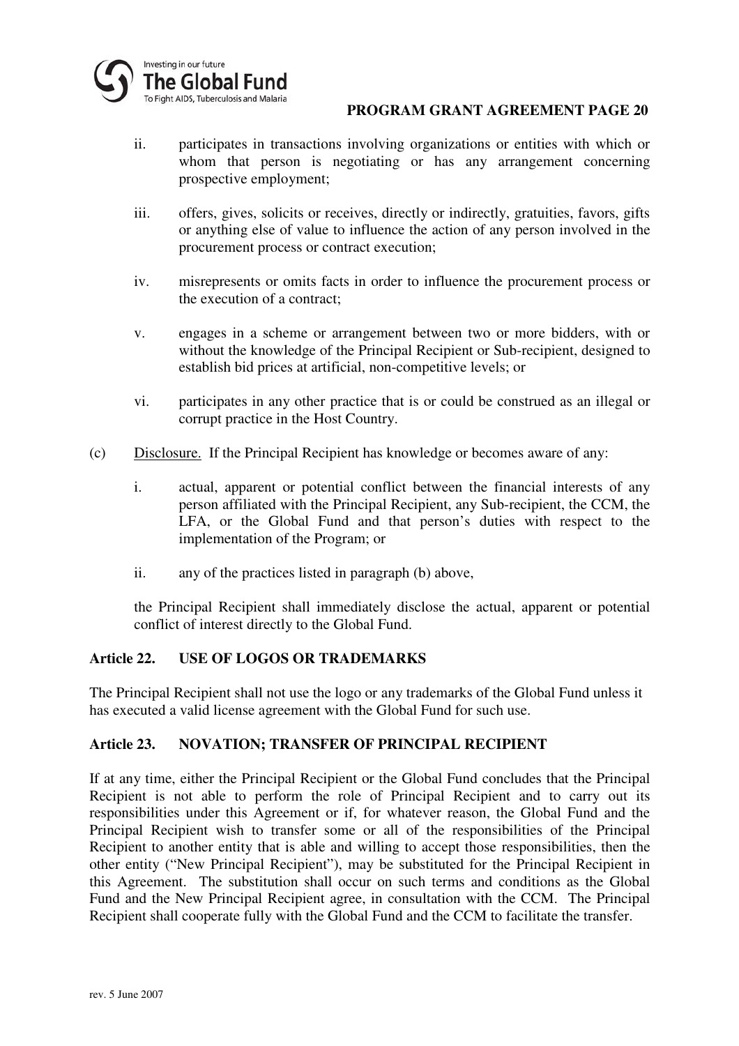ii. participates in transactions involving organizations or entities with which or whom that person is negotiating or has any arrangement concerning prospective employment;

iii. offers, gives, solicits or receives, directly or indirectly, gratuities, favors, gifts or anything else of value to influence the action of any person involved in the procurement process or contract execution;

iv. misrepresents or omits facts in order to influence the procurement process or the execution of a contract;

v. engages in a scheme or arrangement between two or more bidders, with or without the knowledge of the Principal Recipient or Sub-recipient, designed to establish bid prices at artificial, non-competitive levels; or

vi. participates in any other practice that is or could be construed as an illegal or corrupt practice in the Host Country.

(c) Disclosure. If the Principal Recipient has knowledge or becomes aware of any:

i. actual, apparent or potential conflict between the financial interests of any person affiliated with the Principal Recipient, any Sub-recipient, the CCM, the LFA, or the Global Fund and that person's duties with respect to the implementation of the Program; or

ii. any of the practices listed in paragraph (b) above,

the Principal Recipient shall immediately disclose the actual, apparent or potential conflict of interest directly to the Global Fund.

## Article 22. USE OF LOGOS OR TRADEMARKS

The Principal Recipient shall not use the logo or any trademarks of the Global Fund unless it has executed a valid license agreement with the Global Fund for such use.

## Article 23. NOVATION; TRANSFER OF PRINCIPAL RECIPIENT

If at any time, either the Principal Recipient or the Global Fund concludes that the Principal Recipient is not able to perform the role of Principal Recipient and to carry out its responsibilities under this Agreement or if, for whatever reason, the Global Fund and the Principal Recipient wish to transfer some or all of the responsibilities of the Principal Recipient to another entity that is able and willing to accept those responsibilities, then the other entity ("New Principal Recipient"), may be substituted for the Principal Recipient in this Agreement. The substitution shall occur on such terms and conditions as the Global Fund and the New Principal Recipient agree, in consultation with the CCM. The Principal Recipient shall cooperate fully with the Global Fund and the CCM to facilitate the transfer.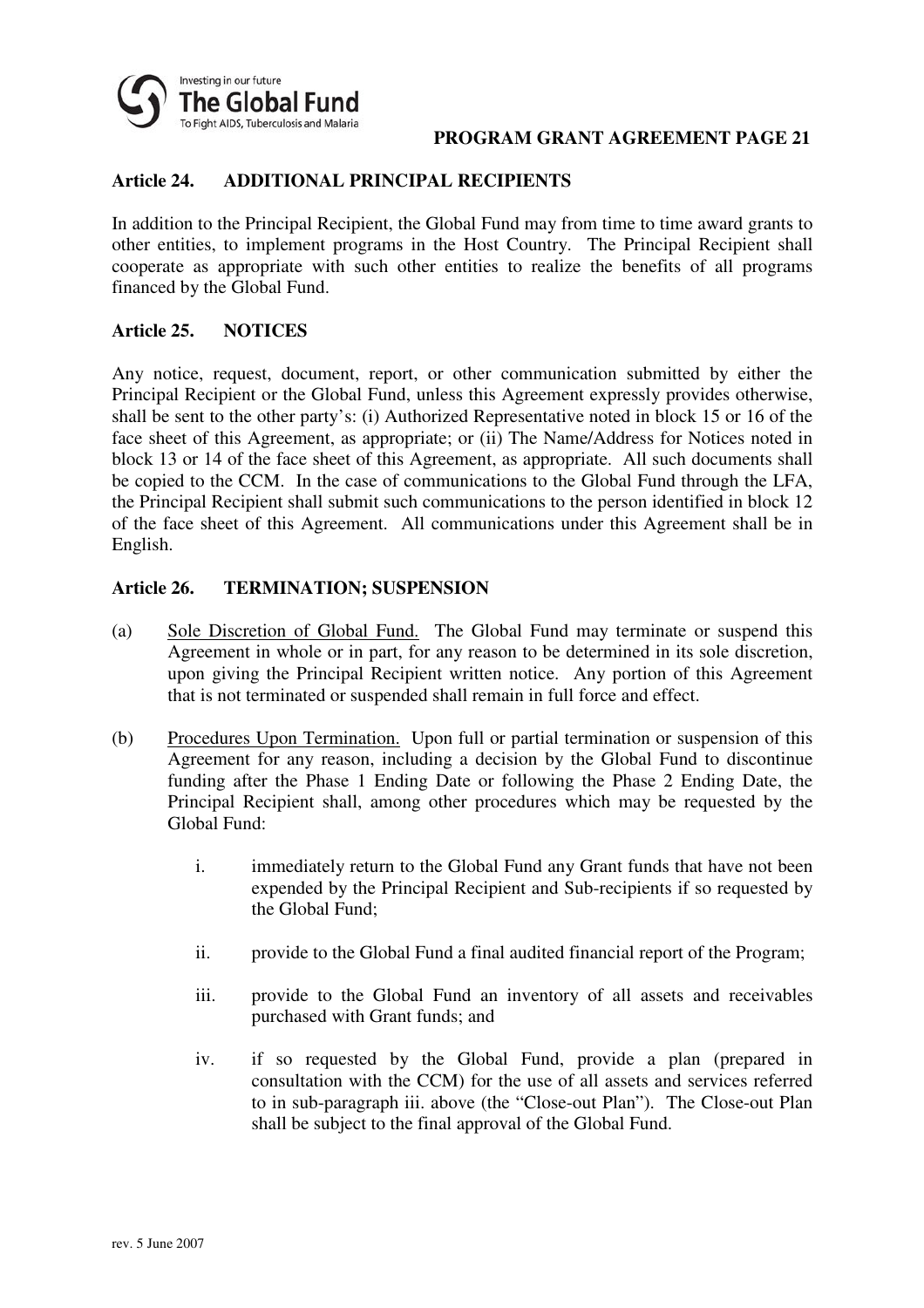## Article 24. ADDITIONAL PRINCIPAL RECIPIENTS

In addition to the Principal Recipient, the Global Fund may from time to time award grants to other entities, to implement programs in the Host Country. The Principal Recipient shall cooperate as appropriate with such other entities to realize the benefits of all programs financed by the Global Fund.

## Article 25. NOTICES

Any notice, request, document, report, or other communication submitted by either the Principal Recipient or the Global Fund, unless this Agreement expressly provides otherwise, shall be sent to the other party's: (i) Authorized Representative noted in block 15 or 16 of the face sheet of this Agreement, as appropriate; or (ii) The Name/Address for Notices noted in block 13 or 14 of the face sheet of this Agreement, as appropriate. All such documents shall be copied to the CCM. In the case of communications to the Global Fund through the LFA, the Principal Recipient shall submit such communications to the person identified in block 12 of the face sheet of this Agreement. All communications under this Agreement shall be in English.

## Article 26. TERMINATION; SUSPENSION

(a) Sole Discretion of Global Fund. The Global Fund may terminate or suspend this Agreement in whole or in part, for any reason to be determined in its sole discretion, upon giving the Principal Recipient written notice. Any portion of this Agreement that is not terminated or suspended shall remain in full force and effect.

(b) Procedures Upon Termination. Upon full or partial termination or suspension of this Agreement for any reason, including a decision by the Global Fund to discontinue funding after the Phase 1 Ending Date or following the Phase 2 Ending Date, the Principal Recipient shall, among other procedures which may be requested by the Global Fund:

i. immediately return to the Global Fund any Grant funds that have not been expended by the Principal Recipient and Sub-recipients if so requested by the Global Fund;

ii. provide to the Global Fund a final audited financial report of the Program;

iii. provide to the Global Fund an inventory of all assets and receivables purchased with Grant funds; and

iv. if so requested by the Global Fund, provide a plan (prepared in consultation with the CCM) for the use of all assets and services referred to in sub-paragraph iii. above (the "Close-out Plan"). The Close-out Plan shall be subject to the final approval of the Global Fund.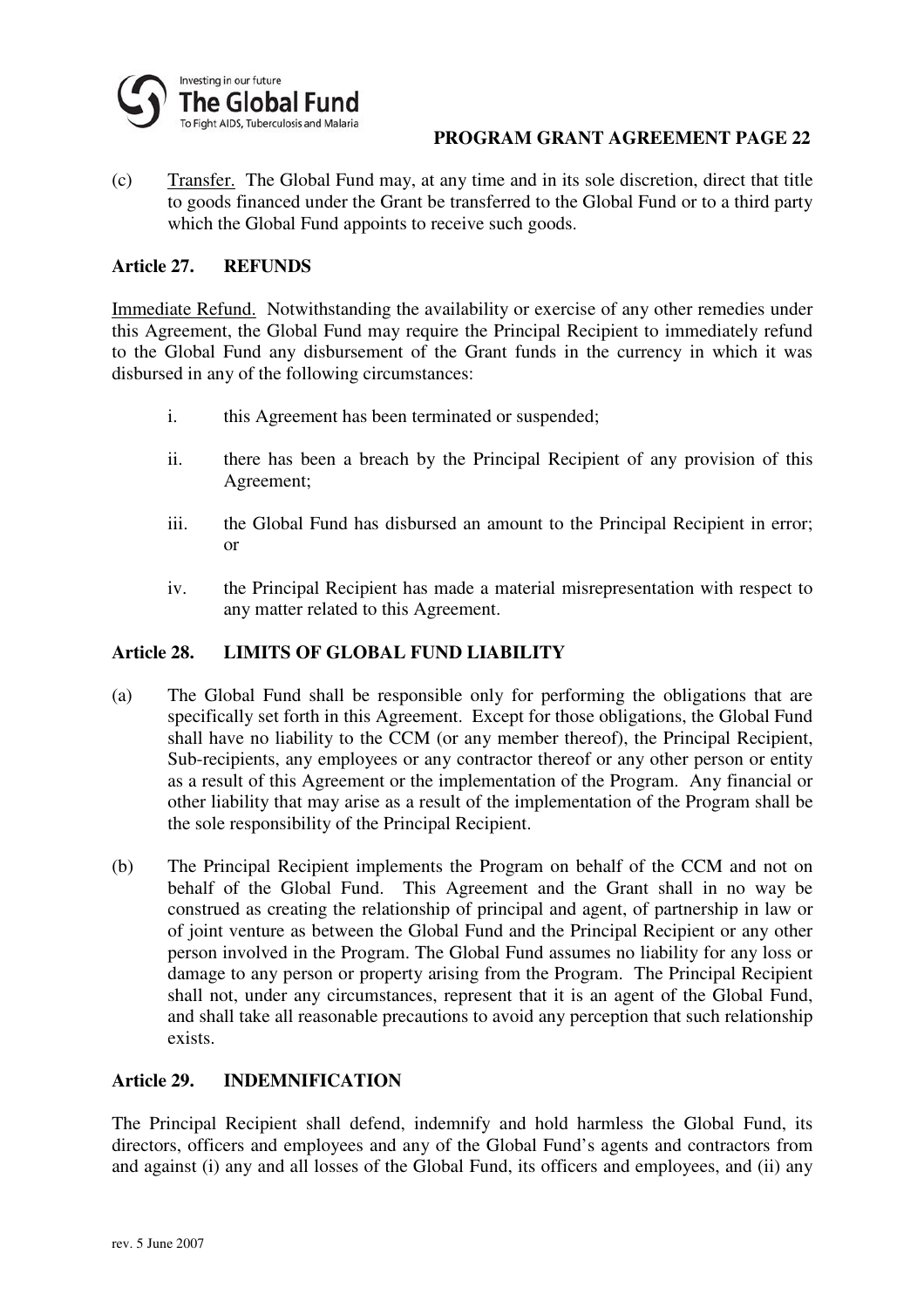(c) Transfer. The Global Fund may, at any time and in its sole discretion, direct that title to goods financed under the Grant be transferred to the Global Fund or to a third party which the Global Fund appoints to receive such goods.

### Article 27. REFUNDS

Immediate Refund. Notwithstanding the availability or exercise of any other remedies under this Agreement, the Global Fund may require the Principal Recipient to immediately refund to the Global Fund any disbursement of the Grant funds in the currency in which it was disbursed in any of the following circumstances:

i. this Agreement has been terminated or suspended;

ii. there has been a breach by the Principal Recipient of any provision of this Agreement;

iii. the Global Fund has disbursed an amount to the Principal Recipient in error; or

iv. the Principal Recipient has made a material misrepresentation with respect to any matter related to this Agreement.

### Article 28. LIMITS OF GLOBAL FUND LIABILITY

(a) The Global Fund shall be responsible only for performing the obligations that are specifically set forth in this Agreement. Except for those obligations, the Global Fund shall have no liability to the CCM (or any member thereof), the Principal Recipient, Sub-recipients, any employees or any contractor thereof or any other person or entity as a result of this Agreement or the implementation of the Program. Any financial or other liability that may arise as a result of the implementation of the Program shall be the sole responsibility of the Principal Recipient.

(b) The Principal Recipient implements the Program on behalf of the CCM and not on behalf of the Global Fund. This Agreement and the Grant shall in no way be construed as creating the relationship of principal and agent, of partnership in law or of joint venture as between the Global Fund and the Principal Recipient or any other person involved in the Program. The Global Fund assumes no liability for any loss or damage to any person or property arising from the Program. The Principal Recipient shall not, under any circumstances, represent that it is an agent of the Global Fund, and shall take all reasonable precautions to avoid any perception that such relationship exists.

### Article 29. INDEMNIFICATION

The Principal Recipient shall defend, indemnify and hold harmless the Global Fund, its directors, officers and employees and any of the Global Fund's agents and contractors from and against (i) any and all losses of the Global Fund, its officers and employees, and (ii) any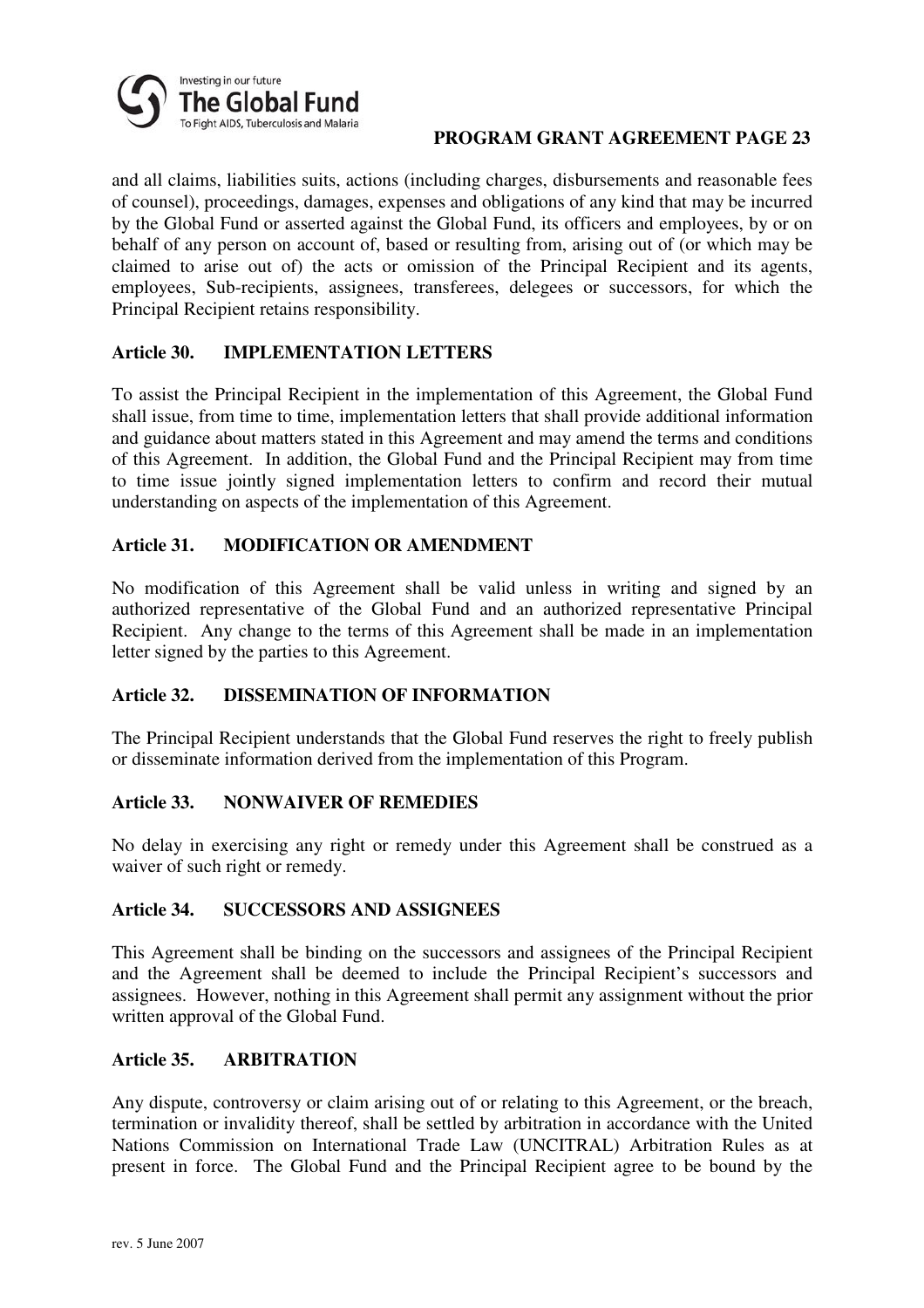and all claims, liabilities suits, actions (including charges, disbursements and reasonable fees of counsel), proceedings, damages, expenses and obligations of any kind that may be incurred by the Global Fund or asserted against the Global Fund, its officers and employees, by or on behalf of any person on account of, based or resulting from, arising out of (or which may be claimed to arise out of) the acts or omission of the Principal Recipient and its agents, employees, Sub-recipients, assignees, transferees, delegees or successors, for which the Principal Recipient retains responsibility.

### Article 30. IMPLEMENTATION LETTERS

To assist the Principal Recipient in the implementation of this Agreement, the Global Fund shall issue, from time to time, implementation letters that shall provide additional information and guidance about matters stated in this Agreement and may amend the terms and conditions of this Agreement. In addition, the Global Fund and the Principal Recipient may from time to time issue jointly signed implementation letters to confirm and record their mutual understanding on aspects of the implementation of this Agreement.

### Article 31. MODIFICATION OR AMENDMENT

No modification of this Agreement shall be valid unless in writing and signed by an authorized representative of the Global Fund and an authorized representative Principal Recipient. Any change to the terms of this Agreement shall be made in an implementation letter signed by the parties to this Agreement.

### Article 32. DISSEMINATION OF INFORMATION

The Principal Recipient understands that the Global Fund reserves the right to freely publish or disseminate information derived from the implementation of this Program.

### Article 33. NONWAIVER OF REMEDIES

No delay in exercising any right or remedy under this Agreement shall be construed as a waiver of such right or remedy.

### Article 34. SUCCESSORS AND ASSIGNEES

This Agreement shall be binding on the successors and assignees of the Principal Recipient and the Agreement shall be deemed to include the Principal Recipient's successors and assignees. However, nothing in this Agreement shall permit any assignment without the prior written approval of the Global Fund.

### Article 35. ARBITRATION

Any dispute, controversy or claim arising out of or relating to this Agreement, or the breach, termination or invalidity thereof, shall be settled by arbitration in accordance with the United Nations Commission on International Trade Law (UNCITRAL) Arbitration Rules as at present in force. The Global Fund and the Principal Recipient agree to be bound by the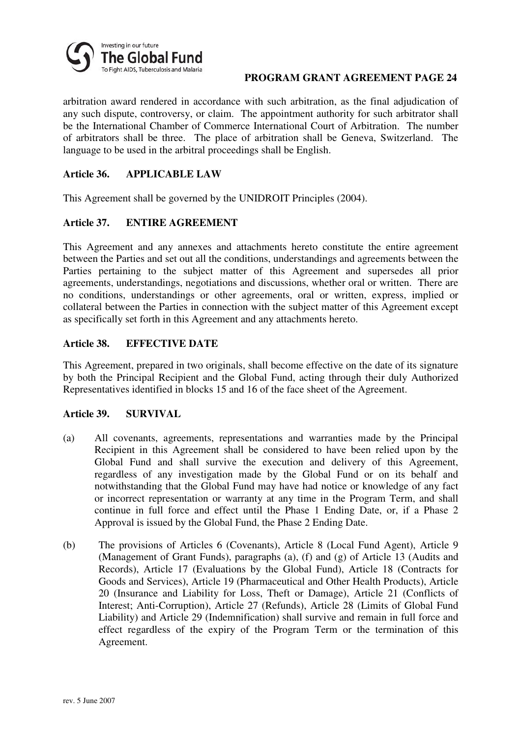arbitration award rendered in accordance with such arbitration, as the final adjudication of any such dispute, controversy, or claim. The appointment authority for such arbitrator shall be the International Chamber of Commerce International Court of Arbitration. The number of arbitrators shall be three. The place of arbitration shall be Geneva, Switzerland. The language to be used in the arbitral proceedings shall be English.

## Article 36. APPLICABLE LAW

This Agreement shall be governed by the UNIDROIT Principles (2004).

## Article 37. ENTIRE AGREEMENT

This Agreement and any annexes and attachments hereto constitute the entire agreement between the Parties and set out all the conditions, understandings and agreements between the Parties pertaining to the subject matter of this Agreement and supersedes all prior agreements, understandings, negotiations and discussions, whether oral or written. There are no conditions, understandings or other agreements, oral or written, express, implied or collateral between the Parties in connection with the subject matter of this Agreement except as specifically set forth in this Agreement and any attachments hereto.

## Article 38. EFFECTIVE DATE

This Agreement, prepared in two originals, shall become effective on the date of its signature by both the Principal Recipient and the Global Fund, acting through their duly Authorized Representatives identified in blocks 15 and 16 of the face sheet of the Agreement.

## Article 39. SURVIVAL

(a) All covenants, agreements, representations and warranties made by the Principal Recipient in this Agreement shall be considered to have been relied upon by the Global Fund and shall survive the execution and delivery of this Agreement, regardless of any investigation made by the Global Fund or on its behalf and notwithstanding that the Global Fund may have had notice or knowledge of any fact or incorrect representation or warranty at any time in the Program Term, and shall continue in full force and effect until the Phase 1 Ending Date, or, if a Phase 2 Approval is issued by the Global Fund, the Phase 2 Ending Date.

(b) The provisions of Articles 6 (Covenants), Article 8 (Local Fund Agent), Article 9 (Management of Grant Funds), paragraphs (a), (f) and (g) of Article 13 (Audits and Records), Article 17 (Evaluations by the Global Fund), Article 18 (Contracts for Goods and Services), Article 19 (Pharmaceutical and Other Health Products), Article 20 (Insurance and Liability for Loss, Theft or Damage), Article 21 (Conflicts of Interest; Anti-Corruption), Article 27 (Refunds), Article 28 (Limits of Global Fund Liability) and Article 29 (Indemnification) shall survive and remain in full force and effect regardless of the expiry of the Program Term or the termination of this Agreement.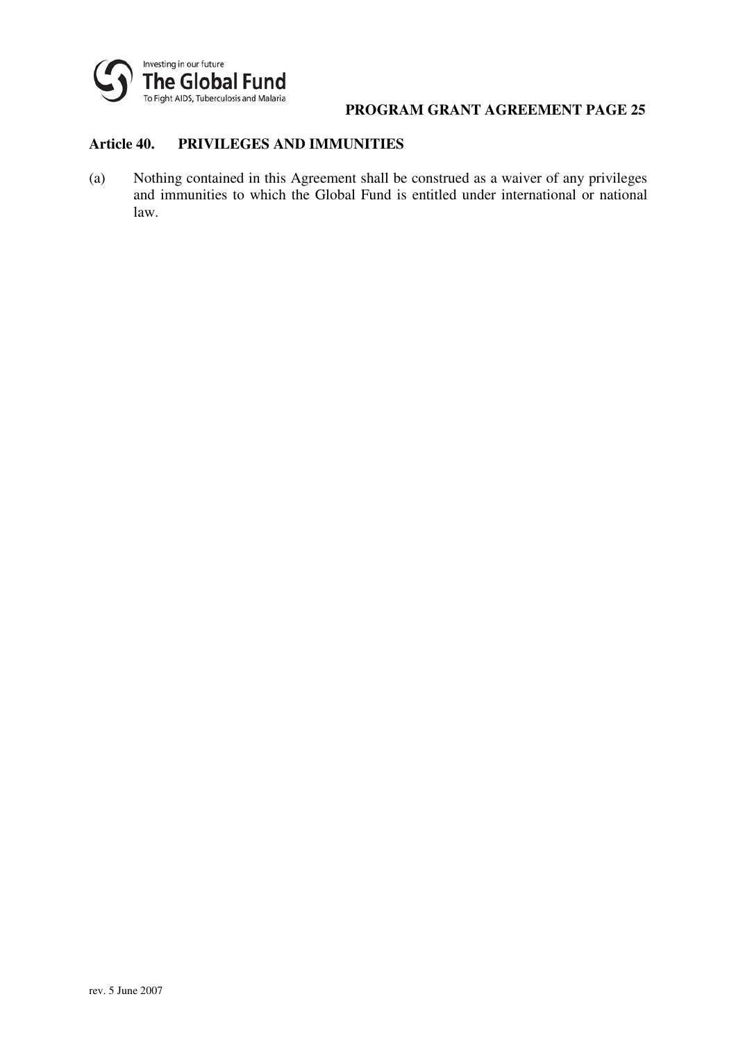## Article 40. PRIVILEGES AND IMMUNITIES

(a) Nothing contained in this Agreement shall be construed as a waiver of any privileges and immunities to which the Global Fund is entitled under international or national law.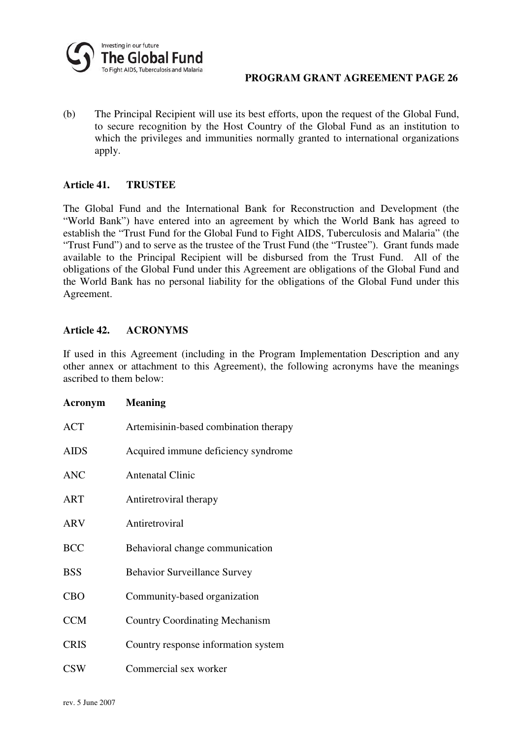(b) The Principal Recipient will use its best efforts, upon the request of the Global Fund, to secure recognition by the Host Country of the Global Fund as an institution to which the privileges and immunities normally granted to international organizations apply.

### Article 41. TRUSTEE

The Global Fund and the International Bank for Reconstruction and Development (the "World Bank") have entered into an agreement by which the World Bank has agreed to establish the "Trust Fund for the Global Fund to Fight AIDS, Tuberculosis and Malaria" (the "Trust Fund") and to serve as the trustee of the Trust Fund (the "Trustee"). Grant funds made available to the Principal Recipient will be disbursed from the Trust Fund. All of the obligations of the Global Fund under this Agreement are obligations of the Global Fund and the World Bank has no personal liability for the obligations of the Global Fund under this Agreement.

### Article 42. ACRONYMS

If used in this Agreement (including in the Program Implementation Description and any other annex or attachment to this Agreement), the following acronyms have the meanings ascribed to them below:

| Acronym | Meaning |
|---|---|
| ACT | Artemisinin-based combination therapy |
| AIDS | Acquired immune deficiency syndrome |
| ANC | Antenatal Clinic |
| ART | Antiretroviral therapy |
| ARV | Antiretroviral |
| BCC | Behavioral change communication |
| BSS | Behavior Surveillance Survey |
| CBO | Community-based organization |
| CCM | Country Coordinating Mechanism |
| CRIS | Country response information system |
| CSW | Commercial sex worker |

rev. 5 June 2007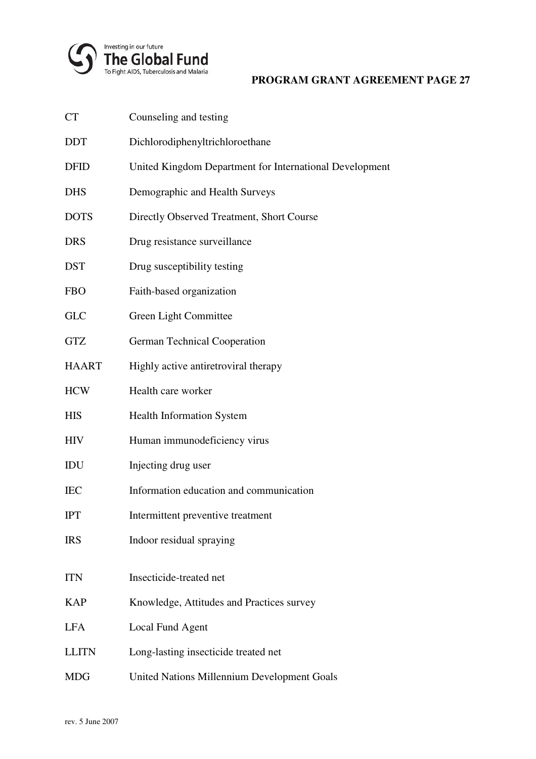| | |
|---|---|
| CT | Counseling and testing |
| DDT | Dichlorodiphenyltrichloroethane |
| DFID | United Kingdom Department for International Development |
| DHS | Demographic and Health Surveys |
| DOTS | Directly Observed Treatment, Short Course |
| DRS | Drug resistance surveillance |
| DST | Drug susceptibility testing |
| FBO | Faith-based organization |
| GLC | Green Light Committee |
| GTZ | German Technical Cooperation |
| HAART | Highly active antiretroviral therapy |
| HCW | Health care worker |
| HIS | Health Information System |
| HIV | Human immunodeficiency virus |
| IDU | Injecting drug user |
| IEC | Information education and communication |
| IPT | Intermittent preventive treatment |
| IRS | Indoor residual spraying |
| ITN | Insecticide-treated net |
| KAP | Knowledge, Attitudes and Practices survey |
| LFA | Local Fund Agent |
| LLITN | Long-lasting insecticide treated net |
| MDG | United Nations Millennium Development Goals |

rev. 5 June 2007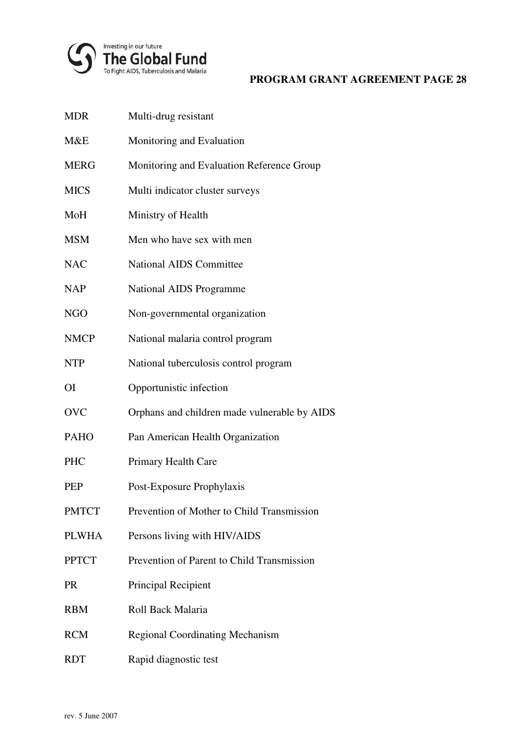| | |
|---|---|
| MDR | Multi-drug resistant |
| M&E | Monitoring and Evaluation |
| MERG | Monitoring and Evaluation Reference Group |
| MICS | Multi indicator cluster surveys |
| MoH | Ministry of Health |
| MSM | Men who have sex with men |
| NAC | National AIDS Committee |
| NAP | National AIDS Programme |
| NGO | Non-governmental organization |
| NMCP | National malaria control program |
| NTP | National tuberculosis control program |
| OI | Opportunistic infection |
| OVC | Orphans and children made vulnerable by AIDS |
| PAHO | Pan American Health Organization |
| PHC | Primary Health Care |
| PEP | Post-Exposure Prophylaxis |
| PMTCT | Prevention of Mother to Child Transmission |
| PLWHA | Persons living with HIV/AIDS |
| PPTCT | Prevention of Parent to Child Transmission |
| PR | Principal Recipient |
| RBM | Roll Back Malaria |
| RCM | Regional Coordinating Mechanism |
| RDT | Rapid diagnostic test |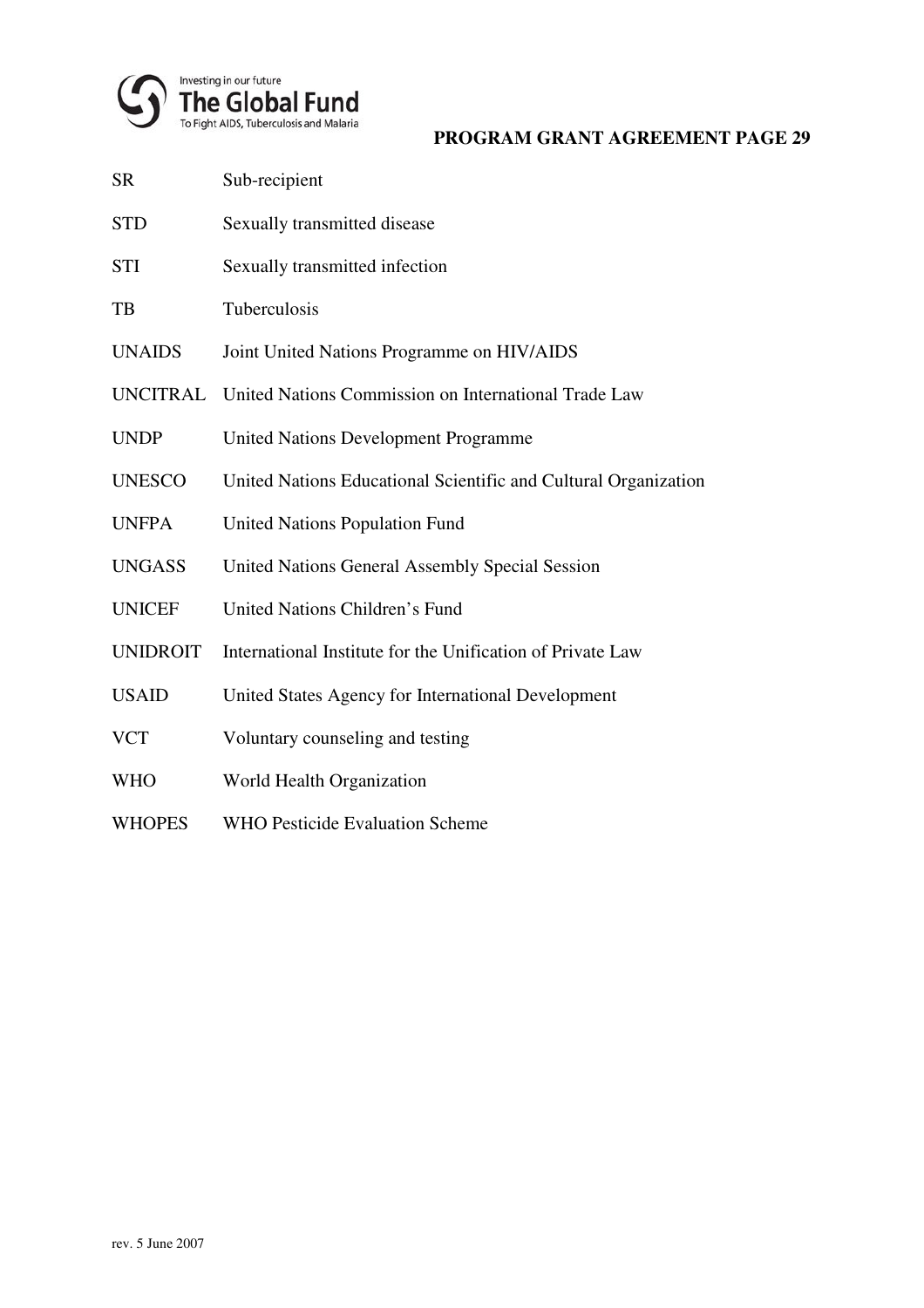| | |
|---|---|
| SR | Sub-recipient |
| STD | Sexually transmitted disease |
| STI | Sexually transmitted infection |
| TB | Tuberculosis |
| UNAIDS | Joint United Nations Programme on HIV/AIDS |
| UNCITRAL | United Nations Commission on International Trade Law |
| UNDP | United Nations Development Programme |
| UNESCO | United Nations Educational Scientific and Cultural Organization |
| UNFPA | United Nations Population Fund |
| UNGASS | United Nations General Assembly Special Session |
| UNICEF | United Nations Children's Fund |
| UNIDROIT | International Institute for the Unification of Private Law |
| USAID | United States Agency for International Development |
| VCT | Voluntary counseling and testing |
| WHO | World Health Organization |
| WHOPES | WHO Pesticide Evaluation Scheme |